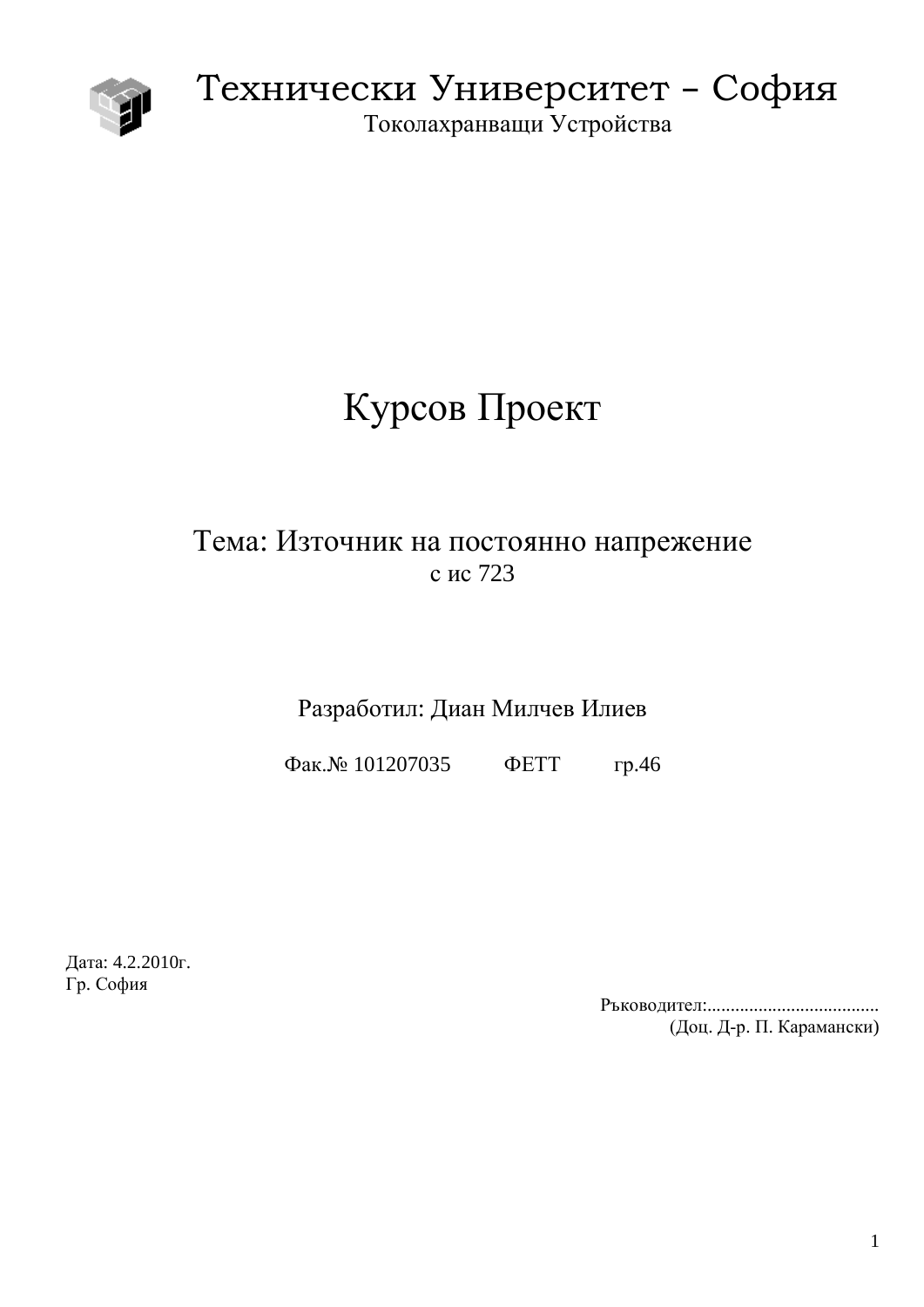# Технически Университет – София

Токолахранващи Устройства

# Курсов Проект

## Тема: Източник на постоянно напрежение

с ис 723

Разработил: Диан Милчев Илиев

Фак.№ 101207035     ФЕТТ     гр.46

Дата: 4.2.2010г.
Гр. София

Ръководител:....................................
(Доц. Д-р. П. Карамански)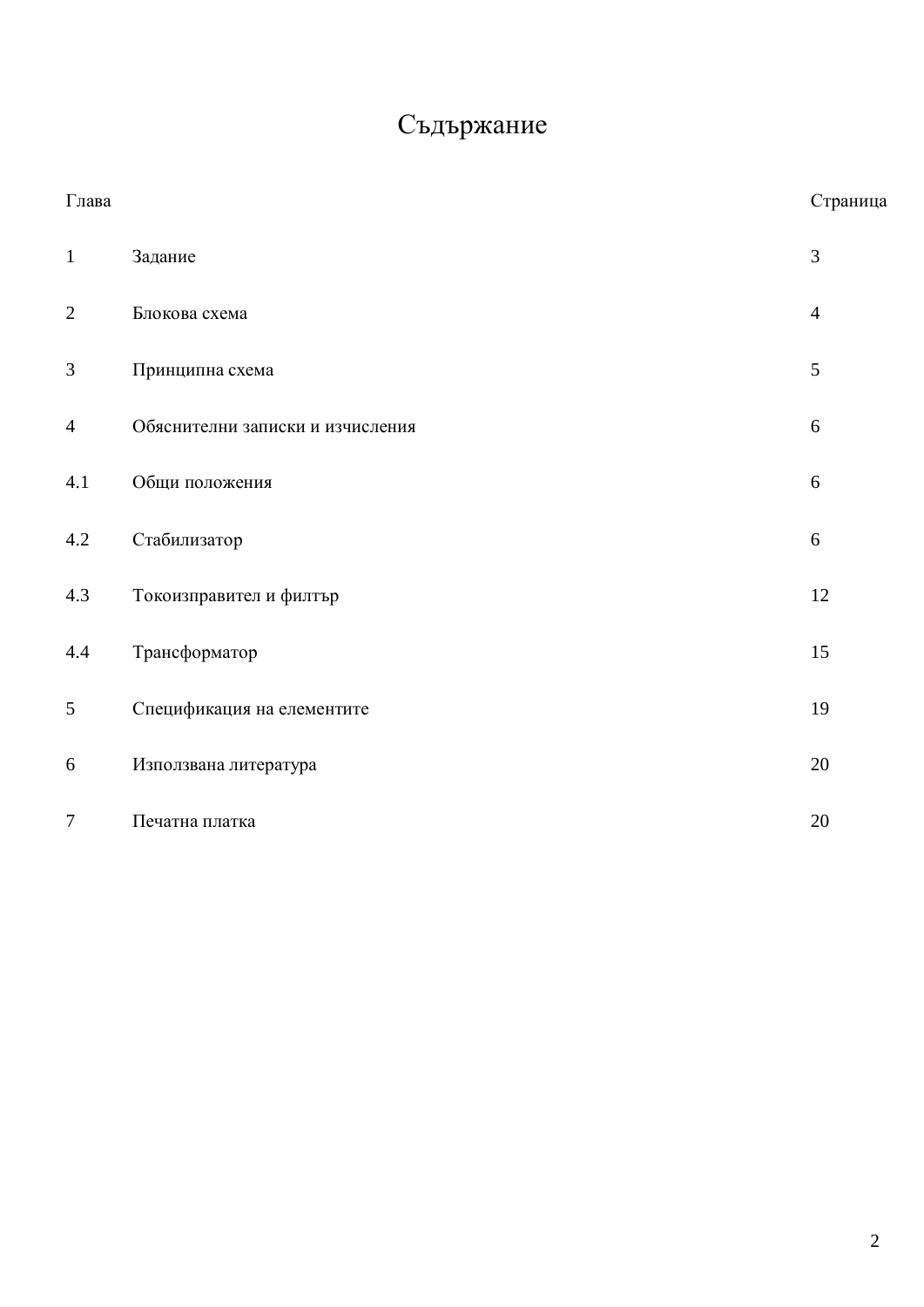# Съдържание

| Глава | | Страница |
|---|---|---|
| 1 | Задание | 3 |
| 2 | Блокова схема | 4 |
| 3 | Принципна схема | 5 |
| 4 | Обяснителни записки и изчисления | 6 |
| 4.1 | Общи положения | 6 |
| 4.2 | Стабилизатор | 6 |
| 4.3 | Токоизправител и филтър | 12 |
| 4.4 | Трансформатор | 15 |
| 5 | Спецификация на елементите | 19 |
| 6 | Използвана литература | 20 |
| 7 | Печатна платка | 20 |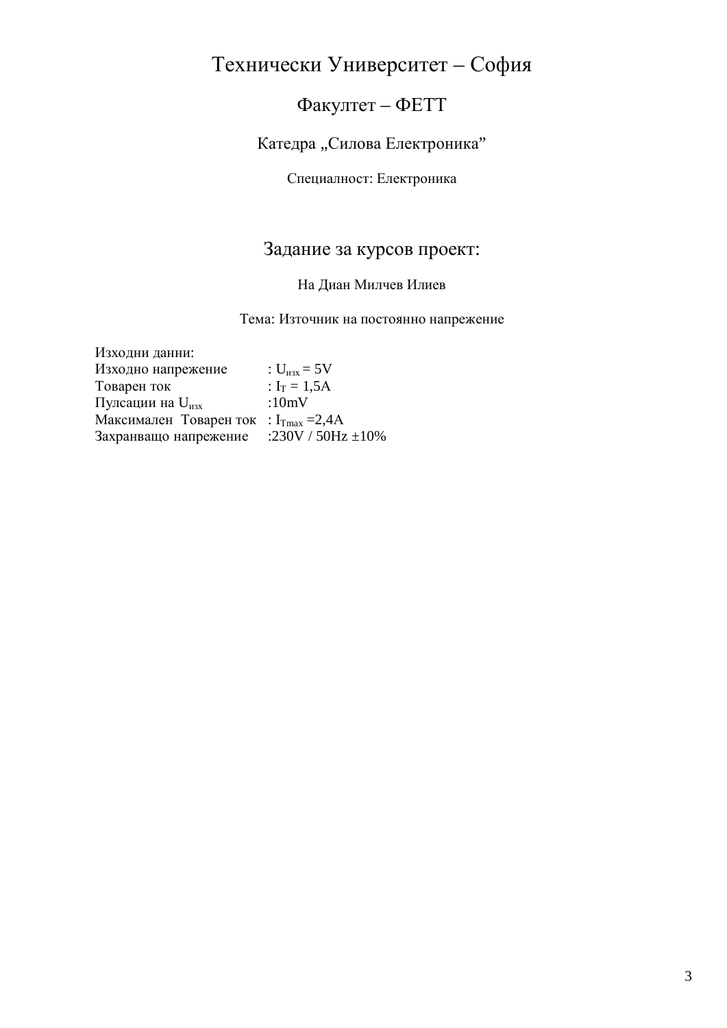# Технически Университет – София

## Факултет – ФЕТТ

### Катедра „Силова Електроника”

Специалност: Електроника

## Задание за курсов проект:

На Диан Милчев Илиев

Тема: Източник на постоянно напрежение

Изходни данни:

| | |
|---|---|
| Изходно напрежение | : $U_{изх} = 5V$ |
| Товарен ток | : $I_T = 1,5A$ |
| Пулсации на $U_{изх}$ | :10mV |
| Максимален Товарен ток | : $I_{Tmax} = 2,4A$ |
| Захранващо напрежение | :230V / 50Hz ±10% |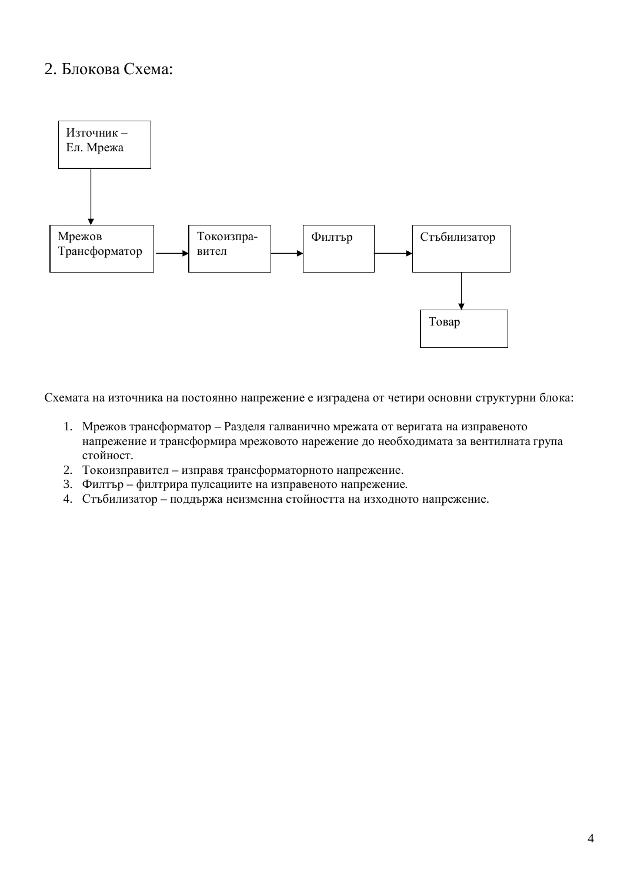## 2. Блокова Схема:

```
Източник –
Ел. Мрежа
    |
    v
Мрежов          -->  Токоизпра-  -->  Филтър  -->  Стъбилизатор
Трансформатор        вител                              |
                                                        v
                                                      Товар
```

Схемата на източника на постоянно напрежение е изградена от четири основни структурни блока:

1. Мрежов трансформатор – Разделя галванично мрежата от веригата на изправеното напрежение и трансформира мрежовото нарежение до необходимата за вентилната група стойност.
2. Токоизправител – изправя трансформаторното напрежение.
3. Филтър – филтрира пулсациите на изправеното напрежение.
4. Стъбилизатор – поддържа неизменна стойността на изходното напрежение.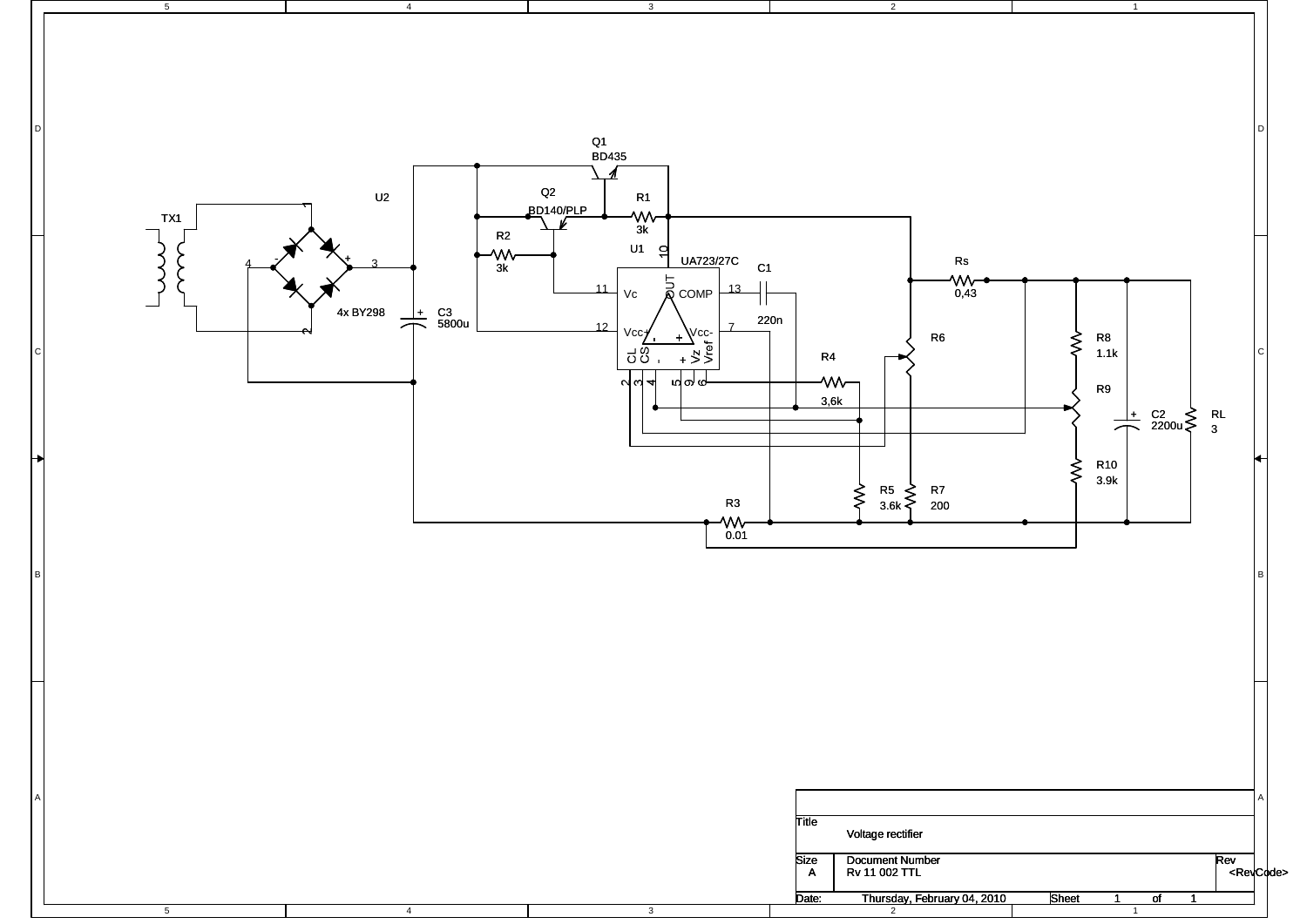| | |
|---|---|
| Title | Voltage rectifier |
| Size A | Document Number Rv 11 002 TTL |
| Rev | <RevCode> |
| Date: | Thursday, February 04, 2010 |
| Sheet | 1 of 1 |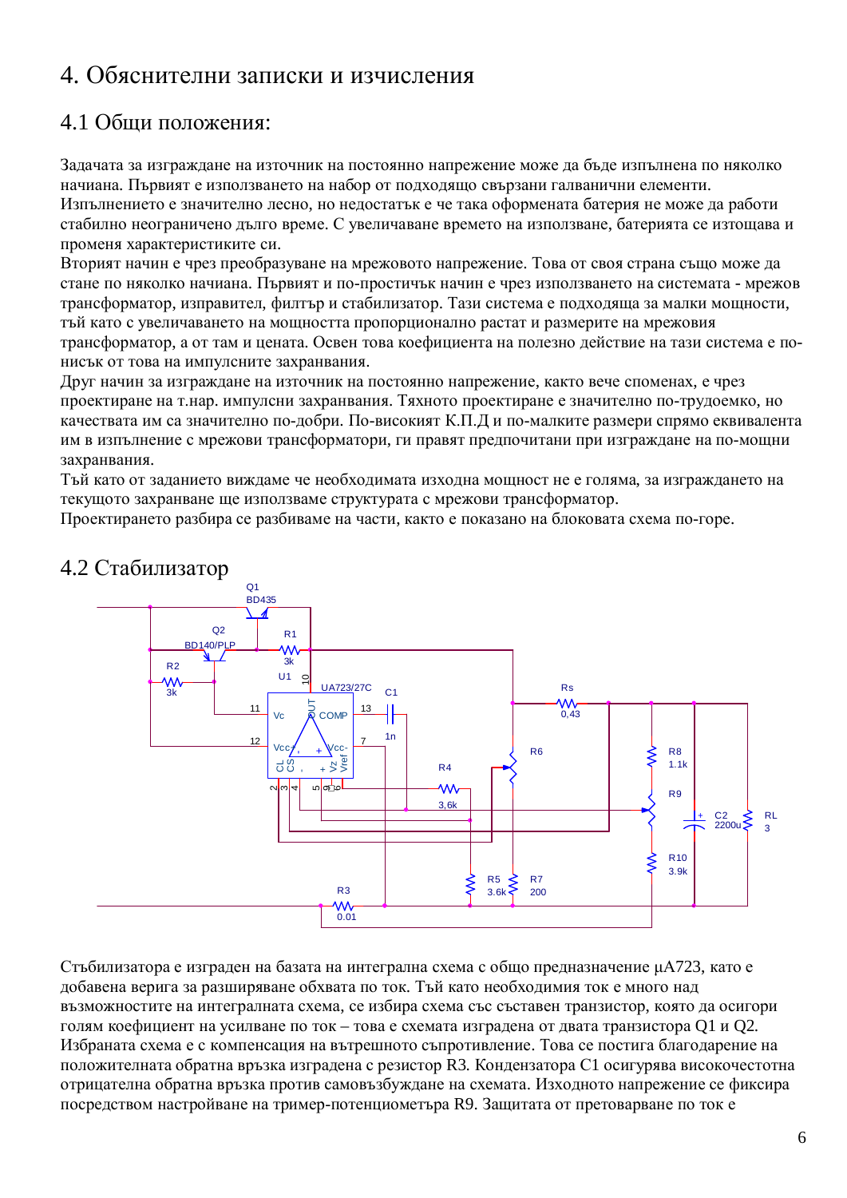# 4. Обяснителни записки и изчисления

## 4.1 Общи положения:

Задачата за изграждане на източник на постоянно напрежение може да бъде изпълнена по няколко начина. Първият е използването на набор от подходящо свързани галванични елементи. Изпълнението е значително лесно, но недостатък е че така оформената батерия не може да работи стабилно неограничено дълго време. С увеличаване времето на използване, батерията се изтощава и променя характеристиките си.
Вторият начин е чрез преобразуване на мрежовото напрежение. Това от своя страна също може да стане по няколко начиана. Първият и по-простичък начин е чрез използването на системата - мрежов трансформатор, изправител, филтър и стабилизатор. Тази система е подходяща за малки мощности, тъй като с увеличаването на мощността пропорционално растат и размерите на мрежовия трансформатор, а от там и цената. Освен това коефициента на полезно действие на тази система е по-нисък от това на импулсните захранвания.
Друг начин за изграждане на източник на постоянно напрежение, както вече споменах, е чрез проектиране на т.нар. импулсни захранвания. Тяхното проектиране е значително по-трудоемко, но качествата им са значително по-добри. По-високият К.П.Д и по-малките размери спрямо еквивалента им в изпълнение с мрежови трансформатори, ги правят предпочитани при изграждане на по-мощни захранвания.
Тъй като от заданието виждаме че необходимата изходна мощност не е голяма, за изграждането на текущото захранване ще използваме структурата с мрежови трансформатор.
Проектирането разбира се разбиваме на части, както е показано на блоковата схема по-горе.

## 4.2 Стабилизатор

Стъбилизатора е изграден на базата на интегрална схема с общо предназначение μA723, като е добавена верига за разширяване обхвата по ток. Тъй като необходимия ток е много над възможностите на интегралната схема, се избира схема със съставен транзистор, която да осигори голям коефициент на усилване по ток – това е схемата изградена от двата транзистора Q1 и Q2. Избраната схема е с компенсация на вътрешното съпротивление. Това се постига благодарение на положителната обратна връзка изградена с резистор R3. Кондензатора C1 осигурява високочестотна отрицателна обратна връзка против самовъзбуждане на схемата. Изходното напрежение се фиксира посредством настройване на тример-потенциометъра R9. Защитата от претоварване по ток е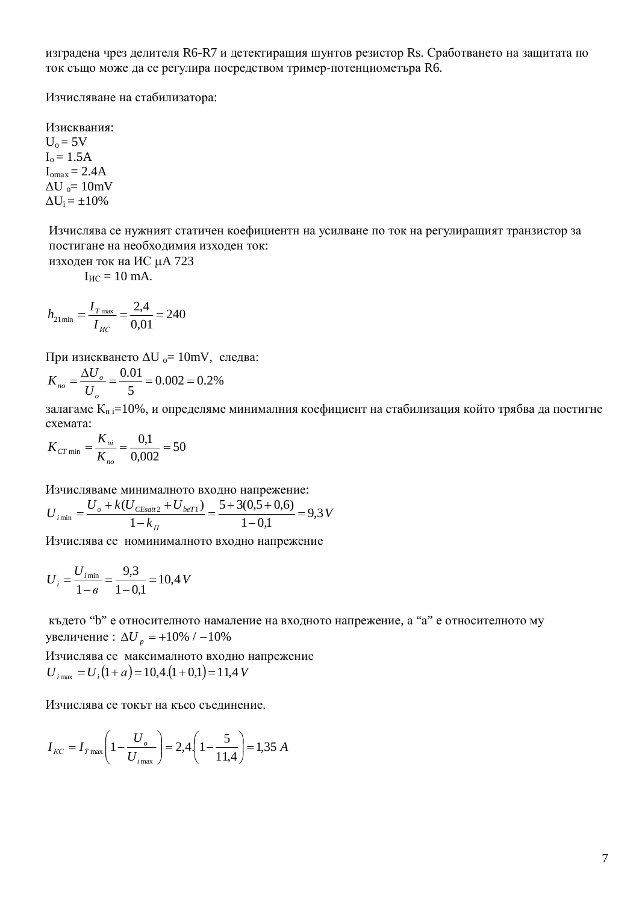изградена чрез делителя R6-R7 и детектиращия шунтов резистор Rs. Сработването на защитата по ток също може да се регулира посредством тример-потенциометъра R6.

Изчисляване на стабилизатора:

Изисквания:
$U_o = 5V$
$I_o = 1.5A$
$I_{omax} = 2.4A$
$\Delta U_o = 10mV$
$\Delta U_i = \pm 10\%$

Изчислява се нужният статичен коефициентн на усилване по ток на регулиращият транзистор за постигане на необходимия изходен ток:
изходен ток на ИС μA 723

$I_{ИС} = 10$ mA.

$$h_{21\min} = \frac{I_{T\max}}{I_{ИС}} = \frac{2{,}4}{0{,}01} = 240$$

При изискването $\Delta U_o = 10mV$, следва:

$$K_{no} = \frac{\Delta U_o}{U_o} = \frac{0.01}{5} = 0.002 = 0.2\%$$

залагаме $K_{пi}$=10%, и определяме минималния коефициент на стабилизация който трябва да постигне схемата:

$$K_{CT\min} = \frac{K_{ni}}{K_{no}} = \frac{0{,}1}{0{,}002} = 50$$

Изчисляваме минималното входно напрежение:

$$U_{i\min} = \frac{U_o + k(U_{CEsatt2} + U_{beT1})}{1 - k_{П}} = \frac{5 + 3(0{,}5 + 0{,}6)}{1 - 0{,}1} = 9{,}3\,V$$

Изчислява се номинималното входно напрежение

$$U_i = \frac{U_{i\min}}{1 - в} = \frac{9{,}3}{1 - 0{,}1} = 10{,}4\,V$$

където "b" е относителното намаление на входното напрежение, а "a" е относителното му увеличение : $\Delta U_p = +10\% \,/ -10\%$

Изчислява се максималното входно напрежение

$$U_{i\max} = U_i(1 + a) = 10{,}4.(1 + 0{,}1) = 11{,}4\,V$$

Изчислява се токът на късо съединение.

$$I_{KC} = I_{T\max}\left(1 - \frac{U_o}{U_{i\max}}\right) = 2{,}4.\left(1 - \frac{5}{11{,}4}\right) = 1{,}35\,A$$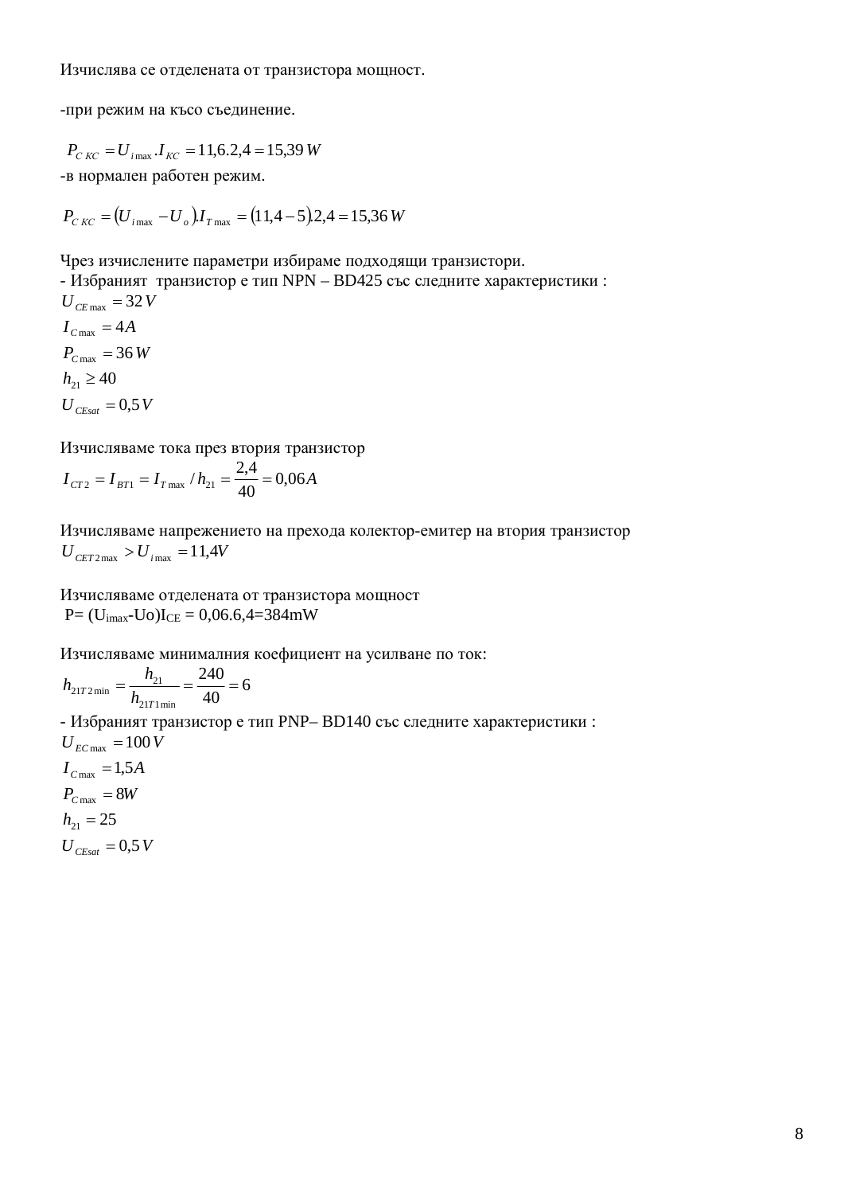Изчислява се отделената от транзистора мощност.

-при режим на късо съединение.

$$P_{C\,KC} = U_{i\max}.I_{KC} = 11{,}6.2{,}4 = 15{,}39\,W$$

-в нормален работен режим.

$$P_{C\,KC} = (U_{i\max} - U_o).I_{T\max} = (11{,}4 - 5).2{,}4 = 15{,}36\,W$$

Чрез изчислените параметри избираме подходящи транзистори.
- Избраният транзистор е тип NPN – BD425 със следните характеристики :

$U_{CE\max} = 32\,V$

$I_{C\max} = 4A$

$P_{C\max} = 36\,W$

$h_{21} \geq 40$

$U_{CEsat} = 0{,}5\,V$

Изчисляваме тока през втория транзистор

$$I_{CT2} = I_{BT1} = I_{T\max} / h_{21} = \frac{2{,}4}{40} = 0{,}06A$$

Изчисляваме напрежението на прехода колектор-емитер на втория транзистор

$$U_{CET2\max} > U_{i\max} = 11{,}4V$$

Изчисляваме отделената от транзистора мощност

P= ($U_{imax}$-Uo)$I_{CE}$ = 0,06.6,4=384mW

Изчисляваме минималния коефициент на усилване по ток:

$$h_{21T2\min} = \frac{h_{21}}{h_{21T1\min}} = \frac{240}{40} = 6$$

- Избраният транзистор е тип PNP– BD140 със следните характеристики :

$U_{EC\max} = 100\,V$

$I_{C\max} = 1{,}5A$

$P_{C\max} = 8W$

$h_{21} = 25$

$U_{CEsat} = 0{,}5\,V$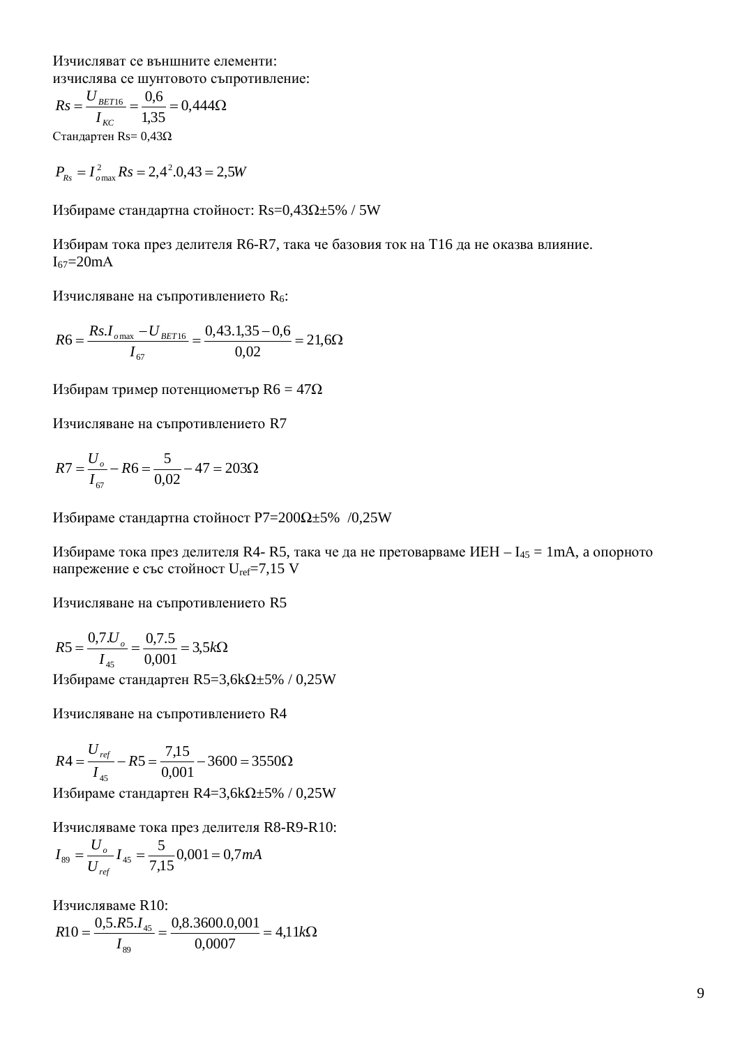Изчисляват се външните елементи:
изчислява се шунтовото съпротивление:

$$Rs = \frac{U_{BET16}}{I_{KC}} = \frac{0,6}{1,35} = 0,444\Omega$$

Стандартен Rs= 0,43Ω

$$P_{Rs} = I_{o\max}^2 Rs = 2,4^2.0,43 = 2,5W$$

Избираме стандартна стойност: Rs=0,43Ω±5% / 5W

Избирам тока през делителя R6-R7, така че базовия ток на T16 да не оказва влияние.
$I_{67}$=20mA

Изчисляване на съпротивлението $R_6$:

$$R6 = \frac{Rs.I_{o\max} - U_{BET16}}{I_{67}} = \frac{0,43.1,35 - 0,6}{0,02} = 21,6\Omega$$

Избирам тример потенциометър R6 = 47Ω

Изчисляване на съпротивлението R7

$$R7 = \frac{U_o}{I_{67}} - R6 = \frac{5}{0,02} - 47 = 203\Omega$$

Избираме стандартна стойност Р7=200Ω±5% /0,25W

Избираме тока през делителя R4- R5, така че да не претоварваме ИЕН – $I_{45}$ = 1mA, а опорното напрежение е със стойност $U_{ref}$=7,15 V

Изчисляване на съпротивлението R5

$$R5 = \frac{0,7.U_o}{I_{45}} = \frac{0,7.5}{0,001} = 3,5k\Omega$$

Избираме стандартен R5=3,6kΩ±5% / 0,25W

Изчисляване на съпротивлението R4

$$R4 = \frac{U_{ref}}{I_{45}} - R5 = \frac{7,15}{0,001} - 3600 = 3550\Omega$$

Избираме стандартен R4=3,6kΩ±5% / 0,25W

Изчисляваме тока през делителя R8-R9-R10:

$$I_{89} = \frac{U_o}{U_{ref}} I_{45} = \frac{5}{7,15} 0,001 = 0,7mA$$

Изчисляваме R10:

$$R10 = \frac{0,5.R5.I_{45}}{I_{89}} = \frac{0,8.3600.0,001}{0,0007} = 4,11k\Omega$$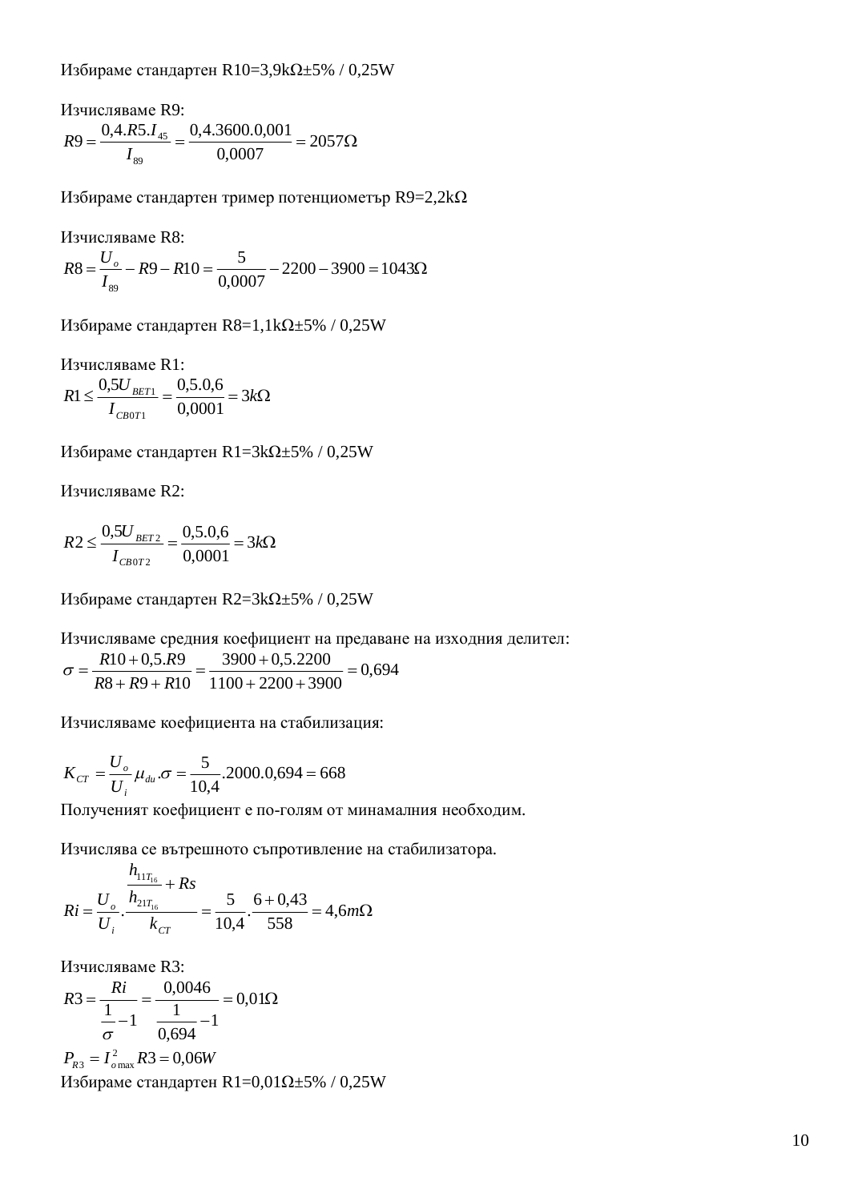Избираме стандартен R10=3,9kΩ±5% / 0,25W

Изчисляваме R9:

$$R9 = \frac{0,4.R5.I_{45}}{I_{89}} = \frac{0,4.3600.0,001}{0,0007} = 2057\Omega$$

Избираме стандартен тример потенциометър R9=2,2kΩ

Изчисляваме R8:

$$R8 = \frac{U_o}{I_{89}} - R9 - R10 = \frac{5}{0,0007} - 2200 - 3900 = 1043\Omega$$

Избираме стандартен R8=1,1kΩ±5% / 0,25W

Изчисляваме R1:

$$R1 \leq \frac{0,5U_{BET1}}{I_{CB0T1}} = \frac{0,5.0,6}{0,0001} = 3k\Omega$$

Избираме стандартен R1=3kΩ±5% / 0,25W

Изчисляваме R2:

$$R2 \leq \frac{0,5U_{BET2}}{I_{CB0T2}} = \frac{0,5.0,6}{0,0001} = 3k\Omega$$

Избираме стандартен R2=3kΩ±5% / 0,25W

Изчисляваме средния коефициент на предаване на изходния делител:

$$\sigma = \frac{R10 + 0,5.R9}{R8 + R9 + R10} = \frac{3900 + 0,5.2200}{1100 + 2200 + 3900} = 0,694$$

Изчисляваме коефициента на стабилизация:

$$K_{CT} = \frac{U_o}{U_i}\mu_{du}.\sigma = \frac{5}{10,4}.2000.0,694 = 668$$

Полученият коефициент е по-голям от минамалния необходим.

Изчислява се вътрешното съпротивление на стабилизатора.

$$Ri = \frac{U_o}{U_i}.\frac{\frac{h_{11T_{16}}}{h_{21T_{16}}} + Rs}{k_{CT}} = \frac{5}{10,4}.\frac{6 + 0,43}{558} = 4,6m\Omega$$

Изчисляваме R3:

$$R3 = \frac{Ri}{\frac{1}{\sigma} - 1} = \frac{0,0046}{\frac{1}{0,694} - 1} = 0,01\Omega$$

$$P_{R3} = I_{o\max}^2 R3 = 0,06W$$

Избираме стандартен R1=0,01Ω±5% / 0,25W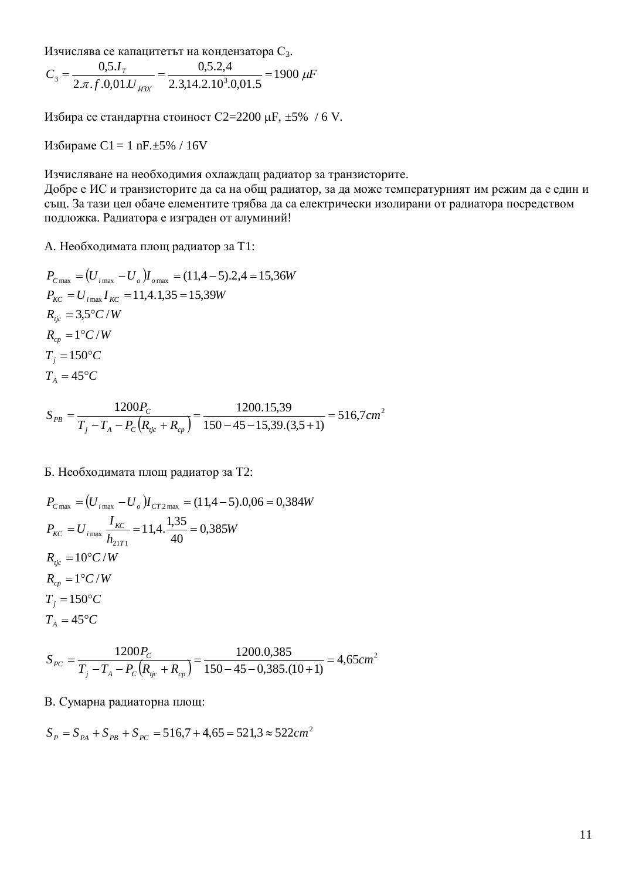Изчислява се капацитетът на кондензатора $C_3$.

$$C_3 = \frac{0{,}5.I_T}{2.\pi.f.0{,}01.U_{ИЗХ}} = \frac{0{,}5.2{,}4}{2.3{,}14.2.10^3.0{,}01.5} = 1900\ \mu F$$

Избира се стандартна стоиност C2=2200 μF, ±5%  / 6 V.

Избираме C1 = 1 nF.±5% / 16V

Изчисляване на необходимия охлаждащ радиатор за транзисторите.
Добре е ИС и транзисторите да са на общ радиатор, за да може температурният им режим да е един и същ. За тази цел обаче елементите трябва да са електрически изолирани от радиатора посредством подложка. Радиатора е изграден от алуминий!

А. Необходимата площ радиатор за T1:

$$P_{C\max} = (U_{i\max} - U_o)I_{o\max} = (11{,}4-5).2{,}4 = 15{,}36W$$

$$P_{KC} = U_{i\max} I_{KC} = 11{,}4.1{,}35 = 15{,}39W$$

$$R_{tjc} = 3{,}5°C/W$$

$$R_{cp} = 1°C/W$$

$$T_j = 150°C$$

$$T_A = 45°C$$

$$S_{PB} = \frac{1200P_C}{T_j - T_A - P_C(R_{tjc} + R_{cp})} = \frac{1200.15{,}39}{150-45-15{,}39.(3{,}5+1)} = 516{,}7cm^2$$

Б. Необходимата площ радиатор за T2:

$$P_{C\max} = (U_{i\max} - U_o)I_{CT2\max} = (11{,}4-5).0{,}06 = 0{,}384W$$

$$P_{KC} = U_{i\max}\frac{I_{KC}}{h_{21T1}} = 11{,}4.\frac{1{,}35}{40} = 0{,}385W$$

$$R_{tjc} = 10°C/W$$

$$R_{cp} = 1°C/W$$

$$T_j = 150°C$$

$$T_A = 45°C$$

$$S_{PC} = \frac{1200P_C}{T_j - T_A - P_C(R_{tjc} + R_{cp})} = \frac{1200.0{,}385}{150-45-0{,}385.(10+1)} = 4{,}65cm^2$$

В. Сумарна радиаторна площ:

$$S_P = S_{PA} + S_{PB} + S_{PC} = 516{,}7 + 4{,}65 = 521{,}3 \approx 522cm^2$$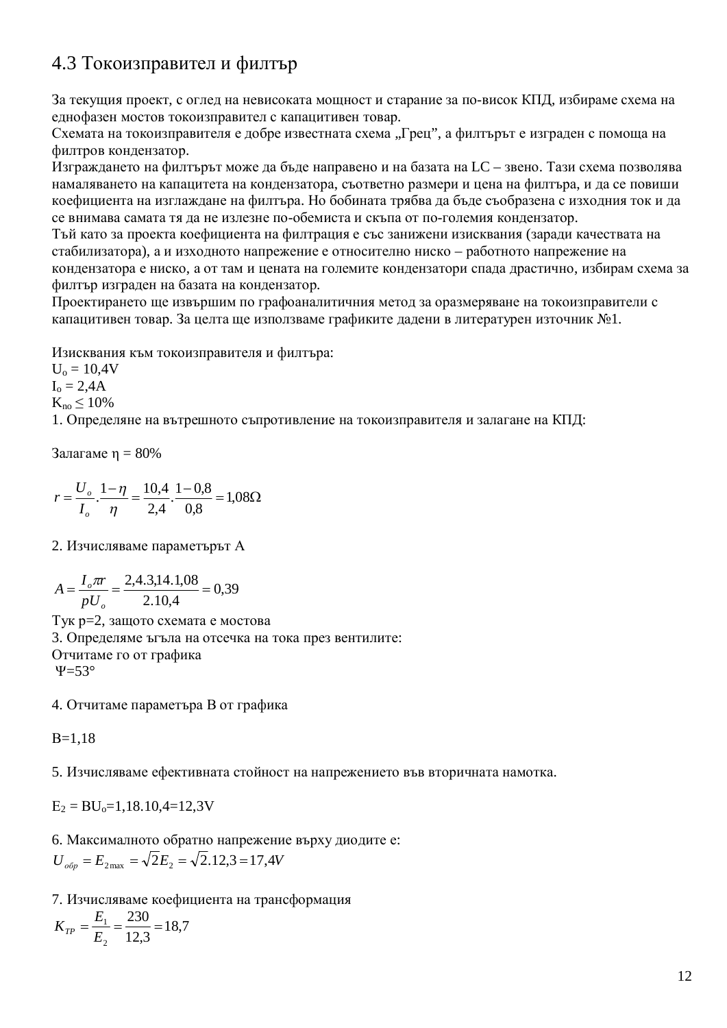## 4.3 Токоизправител и филтър

За текущия проект, с оглед на невисоката мощност и старание за по-висок КПД, избираме схема на еднофазен мостов токоизправител с капацитивен товар.
Схемата на токоизправителя е добре известната схема „Грец", а филтърът е изграден с помоща на филтров кондензатор.
Изграждането на филтърът може да бъде направено и на базата на LC – звено. Тази схема позволява намаляването на капацитета на кондензатора, съответно размери и цена на филтъра, и да се повиши коефициента на изглаждане на филтъра. Но бобината трябва да бъде съобразена с изходния ток и да се внимава самата тя да не излезне по-обемиста и скъпа от по-големия кондензатор.
Тъй като за проекта коефициента на филтрация е със занижени изисквания (заради качествата на стабилизатора), а и изходното напрежение е относително ниско – работното напрежение на кондензатора е ниско, а от там и цената на големите кондензатори спада драстично, избирам схема за филтър изграден на базата на кондензатор.
Проектирането ще извършим по графоаналитичния метод за оразмеряване на токоизправители с капацитивен товар. За целта ще използваме графиките дадени в литературен източник №1.

Изисквания към токоизправителя и филтъра:
$U_o = 10{,}4V$
$I_o = 2{,}4A$
$K_{по} \leq 10\%$

1. Определяне на вътрешното съпротивление на токоизправителя и залагане на КПД:

Залагаме $\eta = 80\%$

$$r = \frac{U_o}{I_o} \cdot \frac{1-\eta}{\eta} = \frac{10{,}4}{2{,}4} \cdot \frac{1-0{,}8}{0{,}8} = 1{,}08\Omega$$

2. Изчисляваме параметърът А

$$A = \frac{I_o \pi r}{pU_o} = \frac{2{,}4.3{,}14.1{,}08}{2.10{,}4} = 0{,}39$$

Тук р=2, защото схемата е мостова

3. Определяме ъгъла на отсечка на тока през вентилите:
Отчитаме го от графика
$\Psi = 53°$

4. Отчитаме параметъра В от графика

В=1,18

5. Изчисляваме ефективната стойност на напрежението във вторичната намотка.

$E_2 = BU_o = 1{,}18.10{,}4 = 12{,}3V$

6. Максималното обратно напрежение върху диодите е:

$$U_{обр} = E_{2\max} = \sqrt{2}E_2 = \sqrt{2}.12{,}3 = 17{,}4V$$

7. Изчисляваме коефициента на трансформация

$$K_{TP} = \frac{E_1}{E_2} = \frac{230}{12{,}3} = 18{,}7$$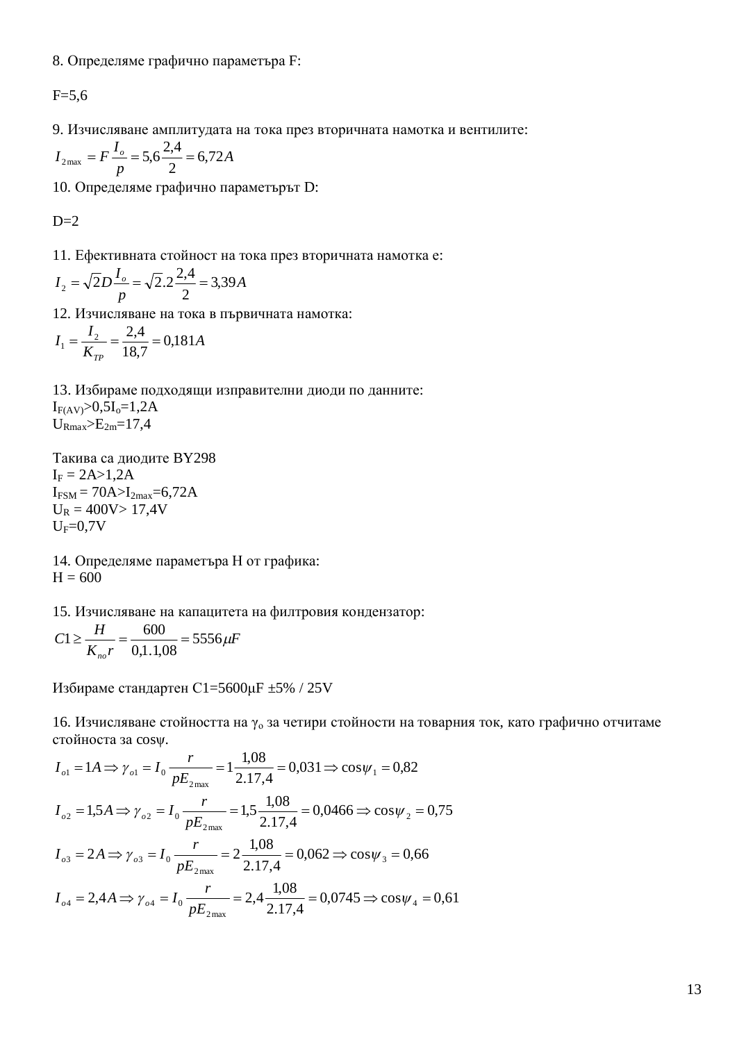8. Определяме графично параметъра F:

F=5,6

9. Изчисляване амплитудата на тока през вторичната намотка и вентилите:

$$I_{2\max} = F\frac{I_o}{p} = 5{,}6\frac{2{,}4}{2} = 6{,}72A$$

10. Определяме графично параметърът D:

D=2

11. Ефективната стойност на тока през вторичната намотка е:

$$I_2 = \sqrt{2}D\frac{I_o}{p} = \sqrt{2}.2\frac{2{,}4}{2} = 3{,}39A$$

12. Изчисляване на тока в първичната намотка:

$$I_1 = \frac{I_2}{K_{TP}} = \frac{2{,}4}{18{,}7} = 0{,}181A$$

13. Избираме подходящи изправителни диоди по данните:

$I_{F(AV)}>0{,}5I_o=1{,}2A$

$U_{Rmax}>E_{2m}=17{,}4$

Такива са диодите BY298

$I_F = 2A>1{,}2A$

$I_{FSM} = 70A>I_{2max}=6{,}72A$

$U_R = 400V> 17{,}4V$

$U_F=0{,}7V$

14. Определяме параметъра H от графика:

H = 600

15. Изчисляване на капацитета на филтровия кондензатор:

$$C1 \geq \frac{H}{K_{no}r} = \frac{600}{0{,}1.1{,}08} = 5556\mu F$$

Избираме стандартен C1=5600μF ±5% / 25V

16. Изчисляване стойността на $\gamma_o$ за четири стойности на товарния ток, като графично отчитаме стойноста за cosψ.

$$I_{o1} = 1A \Rightarrow \gamma_{o1} = I_0\frac{r}{pE_{2\max}} = 1\frac{1{,}08}{2.17{,}4} = 0{,}031 \Rightarrow \cos\psi_1 = 0{,}82$$

$$I_{o2} = 1{,}5A \Rightarrow \gamma_{o2} = I_0\frac{r}{pE_{2\max}} = 1{,}5\frac{1{,}08}{2.17{,}4} = 0{,}0466 \Rightarrow \cos\psi_2 = 0{,}75$$

$$I_{o3} = 2A \Rightarrow \gamma_{o3} = I_0\frac{r}{pE_{2\max}} = 2\frac{1{,}08}{2.17{,}4} = 0{,}062 \Rightarrow \cos\psi_3 = 0{,}66$$

$$I_{o4} = 2{,}4A \Rightarrow \gamma_{o4} = I_0\frac{r}{pE_{2\max}} = 2{,}4\frac{1{,}08}{2.17{,}4} = 0{,}0745 \Rightarrow \cos\psi_4 = 0{,}61$$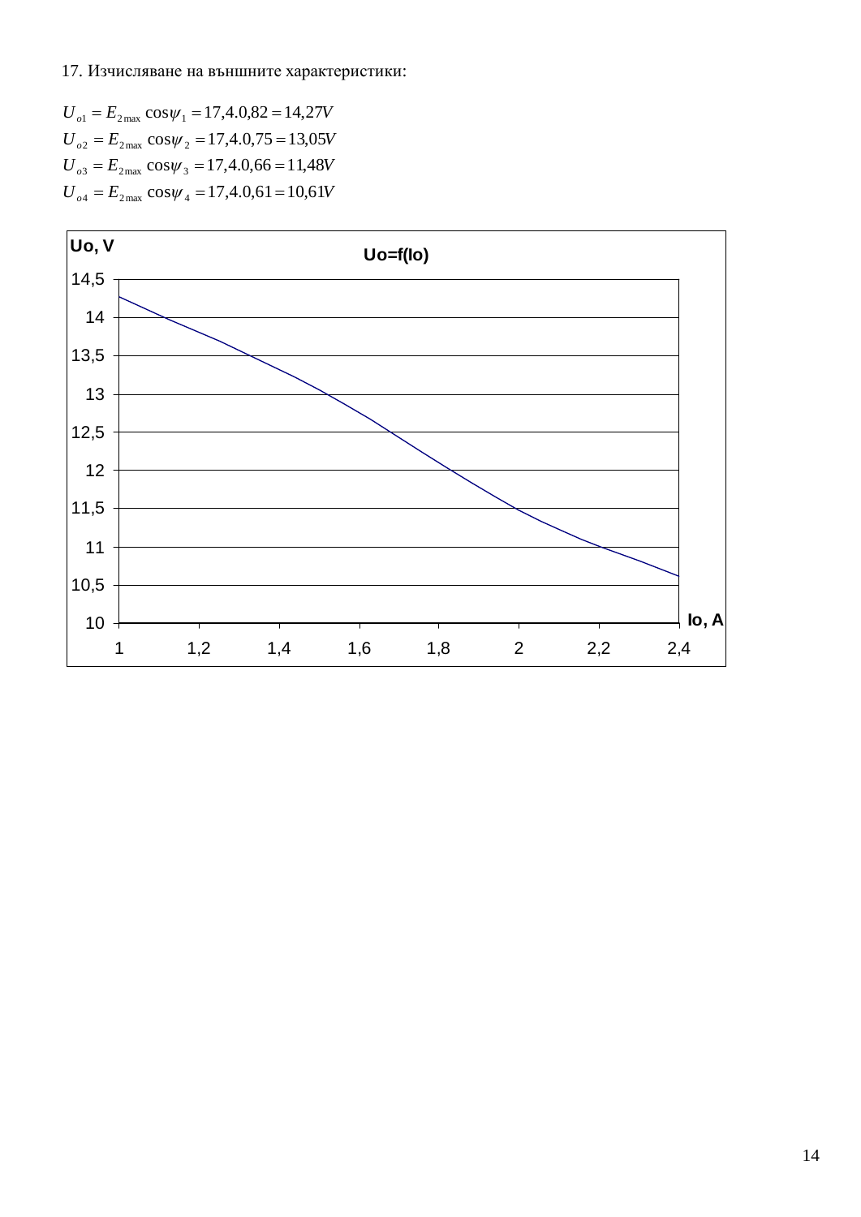17. Изчисляване на външните характеристики:

$$U_{o1} = E_{2\max} \cos\psi_1 = 17{,}4.0{,}82 = 14{,}27V$$
$$U_{o2} = E_{2\max} \cos\psi_2 = 17{,}4.0{,}75 = 13{,}05V$$
$$U_{o3} = E_{2\max} \cos\psi_3 = 17{,}4.0{,}66 = 11{,}48V$$
$$U_{o4} = E_{2\max} \cos\psi_4 = 17{,}4.0{,}61 = 10{,}61V$$

Uo=f(Io)

Uo, V

Io, A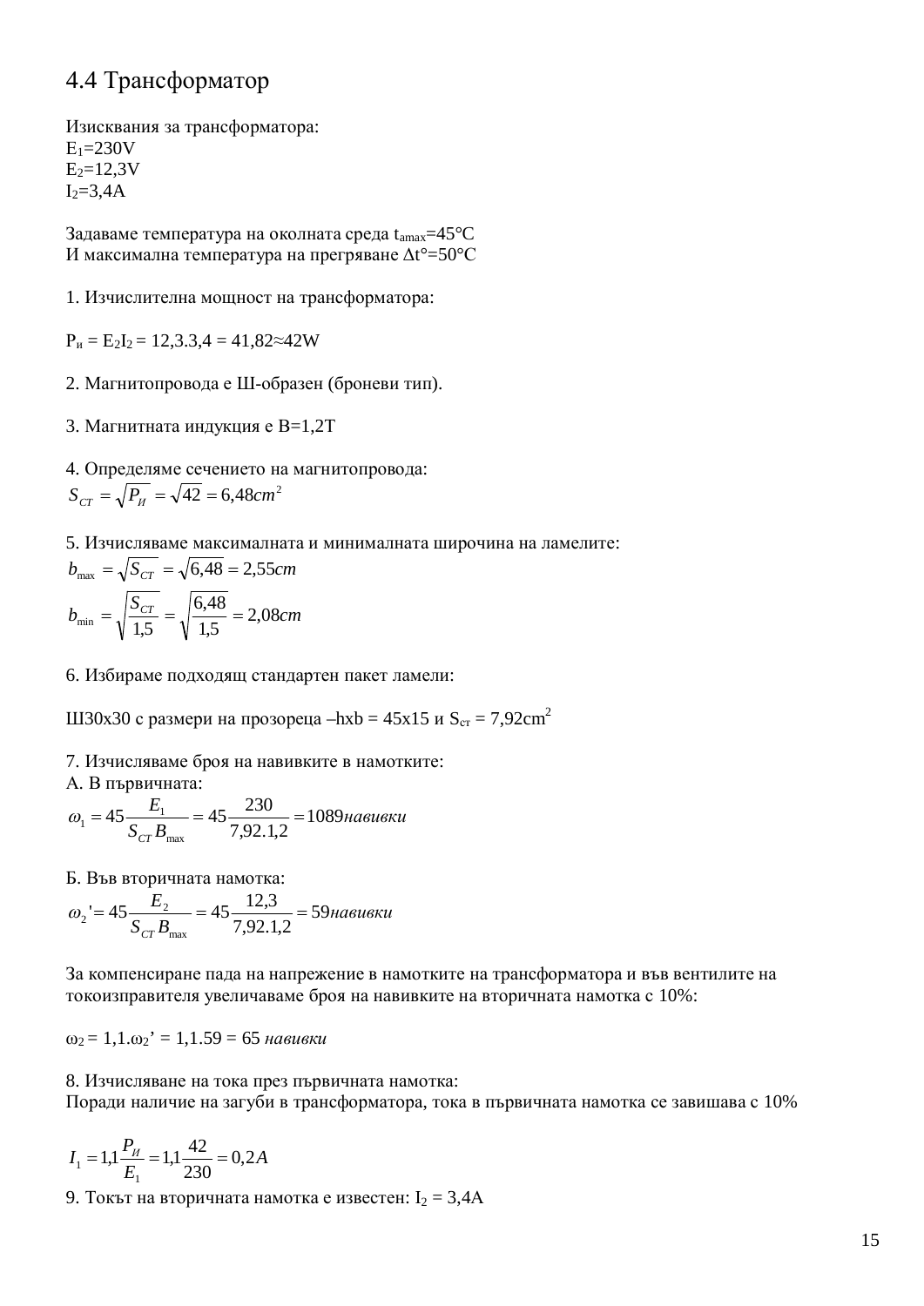## 4.4 Трансформатор

Изисквания за трансформатора:
$E_1$=230V
$E_2$=12,3V
$I_2$=3,4A

Задаваме температура на околната среда $t_{amax}$=45°C
И максимална температура на прегряване Δt°=50°C

1. Изчислителна мощност на трансформатора:

$P_и = E_2 I_2$ = 12,3.3,4 = 41,82≈42W

2. Магнитопровода е Ш-образен (броневи тип).

3. Магнитната индукция е B=1,2T

4. Определяме сечението на магнитопровода:

$$S_{CT} = \sqrt{P_И} = \sqrt{42} = 6{,}48 cm^2$$

5. Изчисляваме максималната и минималната широчина на ламелите:

$$b_{\max} = \sqrt{S_{CT}} = \sqrt{6{,}48} = 2{,}55 cm$$

$$b_{\min} = \sqrt{\frac{S_{CT}}{1{,}5}} = \sqrt{\frac{6{,}48}{1{,}5}} = 2{,}08 cm$$

6. Избираме подходящ стандартен пакет ламели:

Ш30х30 с размери на прозореца –hxb = 45x15 и $S_{ст}$ = 7,92cm$^2$

7. Изчисляваме броя на навивките в намотките:
А. В първичната:

$$\omega_1 = 45\frac{E_1}{S_{CT}B_{\max}} = 45\frac{230}{7{,}92.1{,}2} = 1089 навивки$$

Б. Във вторичната намотка:

$$\omega_2' = 45\frac{E_2}{S_{CT}B_{\max}} = 45\frac{12{,}3}{7{,}92.1{,}2} = 59 навивки$$

За компенсиране пада на напрежение в намотките на трансформатора и във вентилите на токоизправителя увеличаваме броя на навивките на вторичната намотка с 10%:

$\omega_2 = 1{,}1.\omega_2' = 1{,}1.59 = 65$ *навивки*

8. Изчисляване на тока през първичната намотка:
Поради наличие на загуби в трансформатора, тока в първичната намотка се завишава с 10%

$$I_1 = 1{,}1\frac{P_И}{E_1} = 1{,}1\frac{42}{230} = 0{,}2A$$

9. Токът на вторичната намотка е известен: $I_2$ = 3,4A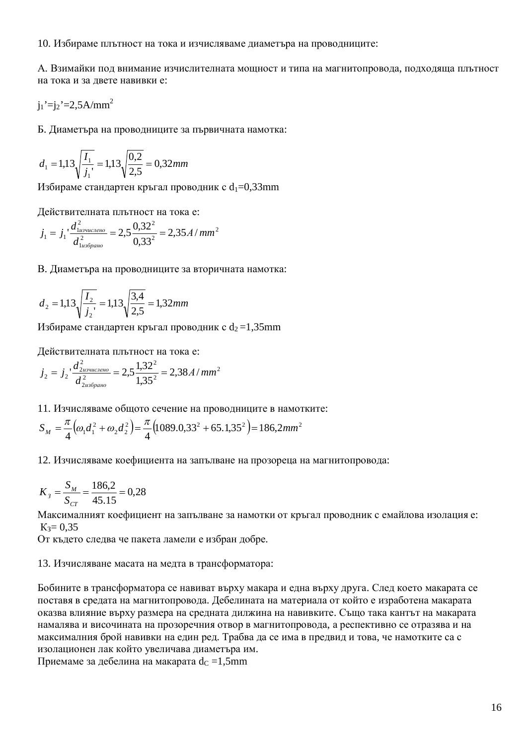10. Избираме плътност на тока и изчисляваме диаметъра на проводниците:

А. Взимайки под внимание изчислителната мощност и типа на магнитопровода, подходяща плътност на тока и за двете навивки е:

$j_1' = j_2' = 2{,}5 A/mm^2$

Б. Диаметъра на проводниците за първичната намотка:

$$d_1 = 1{,}13\sqrt{\frac{I_1}{j_1'}} = 1{,}13\sqrt{\frac{0{,}2}{2{,}5}} = 0{,}32mm$$

Избираме стандартен кръгал проводник с $d_1$=0,33mm

Действителната плътност на тока е:

$$j_1 = j_1'\frac{d^2_{1изчислено}}{d^2_{1избрано}} = 2{,}5\frac{0{,}32^2}{0{,}33^2} = 2{,}35 A/mm^2$$

В. Диаметъра на проводниците за вторичната намотка:

$$d_2 = 1{,}13\sqrt{\frac{I_2}{j_2'}} = 1{,}13\sqrt{\frac{3{,}4}{2{,}5}} = 1{,}32mm$$

Избираме стандартен кръгал проводник с $d_2$ =1,35mm

Действителната плътност на тока е:

$$j_2 = j_2'\frac{d^2_{2изчислено}}{d^2_{2избрано}} = 2{,}5\frac{1{,}32^2}{1{,}35^2} = 2{,}38 A/mm^2$$

11. Изчисляваме общото сечение на проводниците в намотките:

$$S_M = \frac{\pi}{4}\left(\omega_1 d_1^2 + \omega_2 d_2^2\right) = \frac{\pi}{4}\left(1089.0{,}33^2 + 65.1{,}35^2\right) = 186{,}2mm^2$$

12. Изчисляваме коефициента на запълване на прозореца на магнитопровода:

$$K_З = \frac{S_M}{S_{CT}} = \frac{186{,}2}{45.15} = 0{,}28$$

Максималният коефициент на запълване за намотки от кръгал проводник с емайлова изолация е: $K_З$= 0,35

От където следва че пакета ламели е избран добре.

13. Изчисляване масата на медта в трансформатора:

Бобините в трансформатора се навиват върху макара и една върху друга. След което макарата се поставя в средата на магнитопровода. Дебелината на материала от който е изработена макарата оказва влияние върху размера на средната дилжина на навивките. Също така кантът на макарата намалява и височината на прозоречния отвор в магнитопровода, а респективно се отразява и на максималния брой навивки на един ред. Трабва да се има в предвид и това, че намотките са с изолационен лак който увеличава диаметъра им.

Приемаме за дебелина на макарата $d_C$ =1,5mm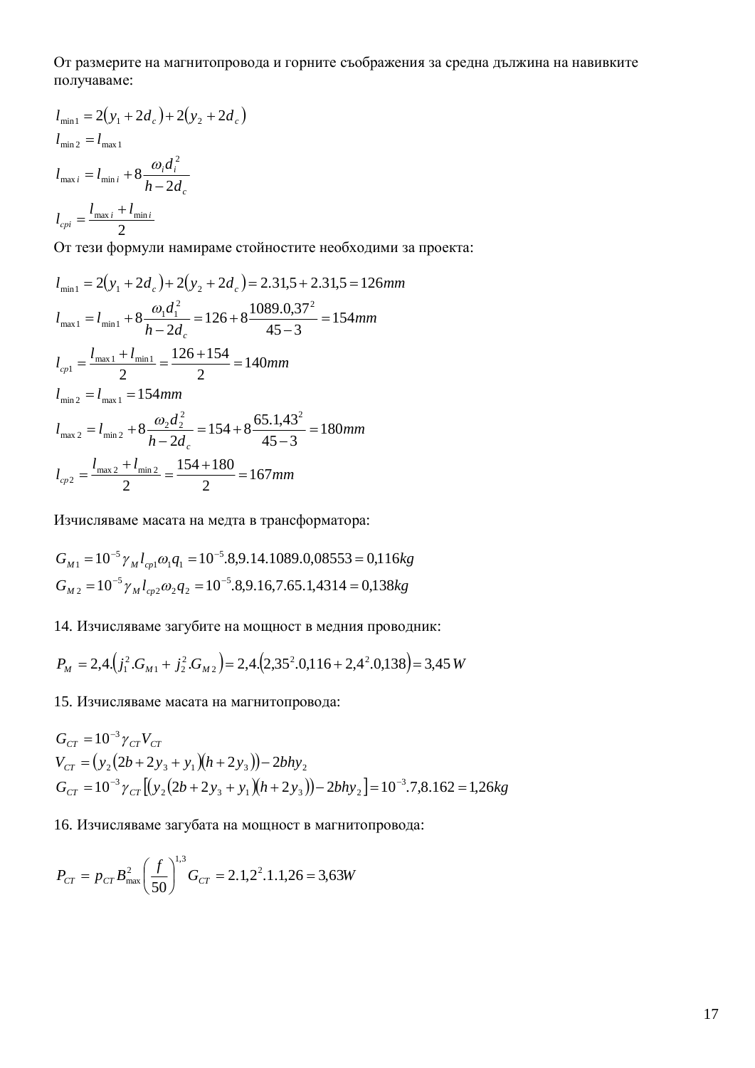От размерите на магнитопровода и горните съображения за средна дължина на навивките получаваме:

$$l_{\min 1} = 2(y_1 + 2d_c) + 2(y_2 + 2d_c)$$

$$l_{\min 2} = l_{\max 1}$$

$$l_{\max i} = l_{\min i} + 8\frac{\omega_i d_i^2}{h - 2d_c}$$

$$l_{cpi} = \frac{l_{\max i} + l_{\min i}}{2}$$

От тези формули намираме стойностите необходими за проекта:

$$l_{\min 1} = 2(y_1 + 2d_c) + 2(y_2 + 2d_c) = 2.31{,}5 + 2.31{,}5 = 126mm$$

$$l_{\max 1} = l_{\min 1} + 8\frac{\omega_1 d_1^2}{h - 2d_c} = 126 + 8\frac{1089.0{,}37^2}{45 - 3} = 154mm$$

$$l_{cp1} = \frac{l_{\max 1} + l_{\min 1}}{2} = \frac{126 + 154}{2} = 140mm$$

$$l_{\min 2} = l_{\max 1} = 154mm$$

$$l_{\max 2} = l_{\min 2} + 8\frac{\omega_2 d_2^2}{h - 2d_c} = 154 + 8\frac{65.1{,}43^2}{45 - 3} = 180mm$$

$$l_{cp2} = \frac{l_{\max 2} + l_{\min 2}}{2} = \frac{154 + 180}{2} = 167mm$$

Изчисляваме масата на медта в трансформатора:

$$G_{M1} = 10^{-5}\gamma_M l_{cp1}\omega_1 q_1 = 10^{-5}.8{,}9.14.1089.0{,}08553 = 0{,}116kg$$

$$G_{M2} = 10^{-5}\gamma_M l_{cp2}\omega_2 q_2 = 10^{-5}.8{,}9.16{,}7.65.1{,}4314 = 0{,}138kg$$

14. Изчисляваме загубите на мощност в медния проводник:

$$P_M = 2{,}4.\left(j_1^2.G_{M1} + j_2^2.G_{M2}\right) = 2{,}4.\left(2{,}35^2.0{,}116 + 2{,}4^2.0{,}138\right) = 3{,}45\,W$$

15. Изчисляваме масата на магнитопровода:

$$G_{CT} = 10^{-3}\gamma_{CT} V_{CT}$$

$$V_{CT} = \left(y_2(2b + 2y_3 + y_1)(h + 2y_3)\right) - 2bhy_2$$

$$G_{CT} = 10^{-3}\gamma_{CT}\left[\left(y_2(2b + 2y_3 + y_1)(h + 2y_3)\right) - 2bhy_2\right] = 10^{-3}.7{,}8.162 = 1{,}26kg$$

16. Изчисляваме загубата на мощност в магнитопровода:

$$P_{CT} = p_{CT} B_{\max}^2 \left(\frac{f}{50}\right)^{1{,}3} G_{CT} = 2.1{,}2^2.1.1{,}26 = 3{,}63W$$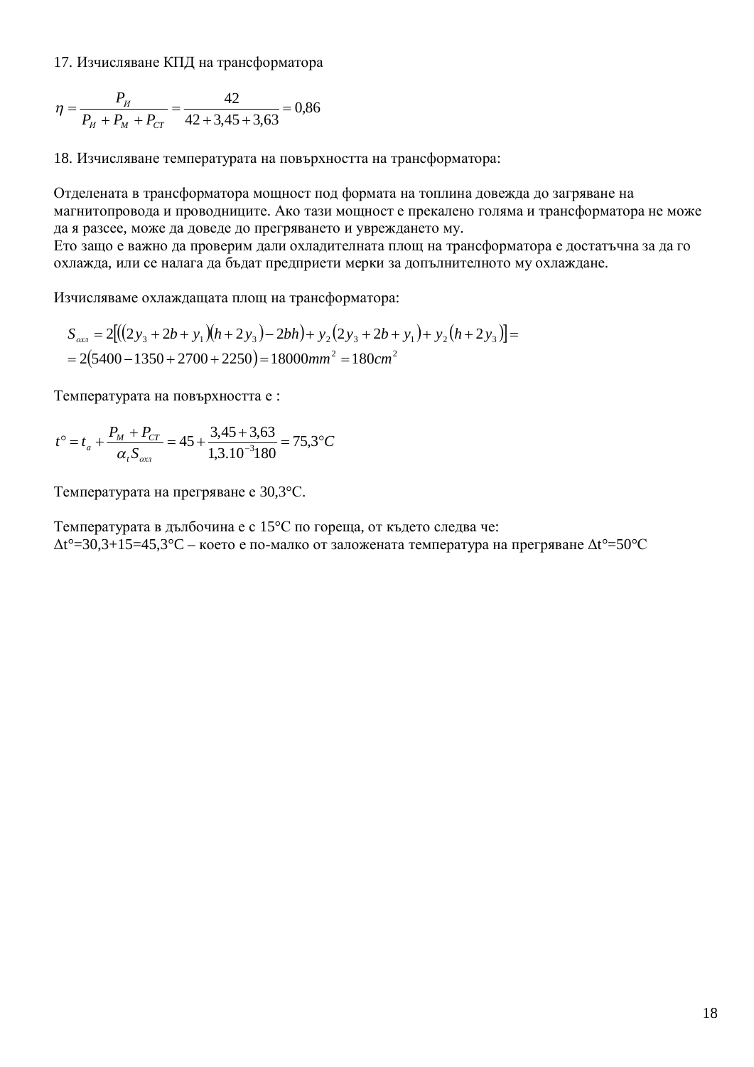17. Изчисляване КПД на трансформатора

$$\eta = \frac{P_{И}}{P_{И} + P_{М} + P_{СТ}} = \frac{42}{42 + 3{,}45 + 3{,}63} = 0{,}86$$

18. Изчисляване температурата на повърхността на трансформатора:

Отделената в трансформатора мощност под формата на топлина довежда до загряване на магнитопровода и проводниците. Ако тази мощност е прекалено голяма и трансформатора не може да я разсее, може да доведе до прегряването и увреждането му.
Ето защо е важно да проверим дали охладителната площ на трансформатора е достатъчна за да го охлажда, или се налага да бъдат предприети мерки за допълнителното му охлаждане.

Изчисляваме охлаждащата площ на трансформатора:

$$S_{охл} = 2\left[\left((2y_3 + 2b + y_1)(h + 2y_3) - 2bh\right) + y_2\left(2y_3 + 2b + y_1\right) + y_2\left(h + 2y_3\right)\right] =$$
$$= 2(5400 - 1350 + 2700 + 2250) = 18000 mm^2 = 180 cm^2$$

Температурата на повърхността е :

$$t^{\circ} = t_a + \frac{P_М + P_{СТ}}{\alpha_t S_{охл}} = 45 + \frac{3{,}45 + 3{,}63}{1{,}3.10^{-3}180} = 75{,}3^{\circ}C$$

Температурата на прегряване е 30,3°C.

Температурата в дълбочина е с 15°C по гореща, от където следва че:
$\Delta t^{\circ}=30{,}3+15=45{,}3^{\circ}C$ – което е по-малко от заложената температура на прегряване $\Delta t^{\circ}=50^{\circ}C$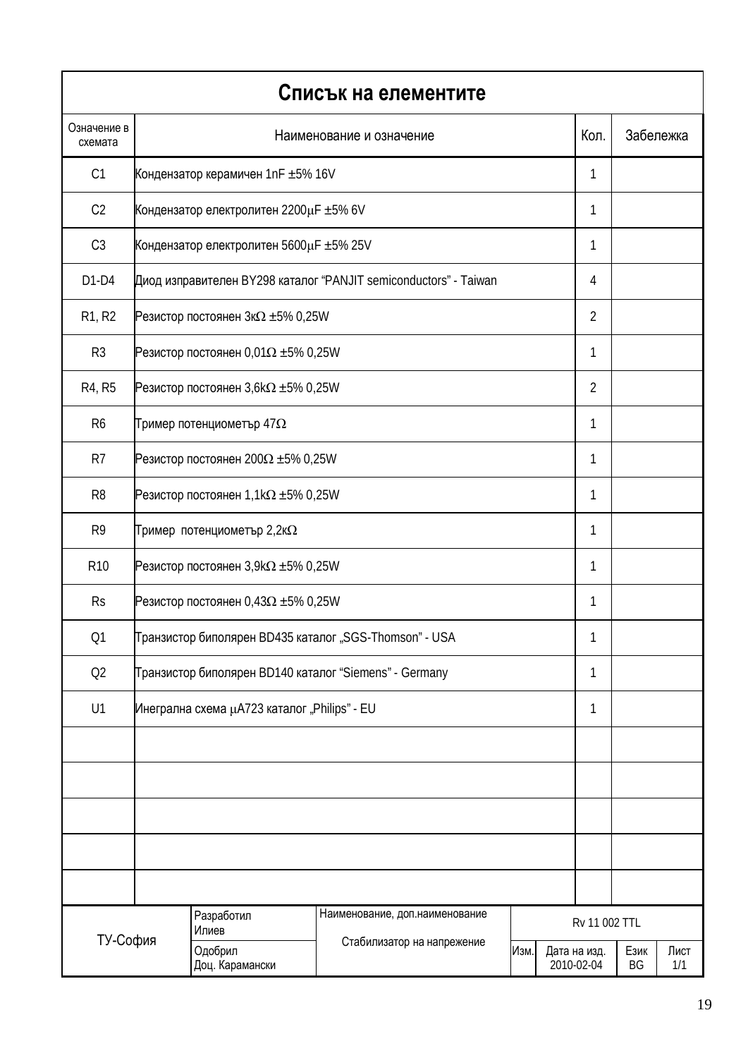# Списък на елементите

| Означение в схемата | Наименование и означение | Кол. | Забележка |
|---|---|---|---|
| C1 | Кондензатор керамичен 1nF ±5% 16V | 1 | |
| C2 | Кондензатор електролитен 2200µF ±5% 6V | 1 | |
| C3 | Кондензатор електролитен 5600µF ±5% 25V | 1 | |
| D1-D4 | Диод изправителен BY298 каталог “PANJIT semiconductors” - Taiwan | 4 | |
| R1, R2 | Резистор постоянен 3кΩ ±5% 0,25W | 2 | |
| R3 | Резистор постоянен 0,01Ω ±5% 0,25W | 1 | |
| R4, R5 | Резистор постоянен 3,6kΩ ±5% 0,25W | 2 | |
| R6 | Тример потенциометър 47Ω | 1 | |
| R7 | Резистор постоянен 200Ω ±5% 0,25W | 1 | |
| R8 | Резистор постоянен 1,1kΩ ±5% 0,25W | 1 | |
| R9 | Тример потенциометър 2,2кΩ | 1 | |
| R10 | Резистор постоянен 3,9kΩ ±5% 0,25W | 1 | |
| Rs | Резистор постоянен 0,43Ω ±5% 0,25W | 1 | |
| Q1 | Транзистор биполярен BD435 каталог „SGS-Thomson” - USA | 1 | |
| Q2 | Транзистор биполярен BD140 каталог “Siemens” - Germany | 1 | |
| U1 | Инеграла схема µA723 каталог „Philips” - EU | 1 | |
| | | | |
| | | | |
| | | | |
| | | | |
| | | | |

| ТУ-София | Разработил Илиев | Наименование, доп.наименование Стабилизатор на напрежение | Rv 11 002 TTL | | | |
|---|---|---|---|---|---|---|
| | Одобрил Доц. Карамански | | Изм. | Дата на изд. 2010-02-04 | Език BG | Лист 1/1 |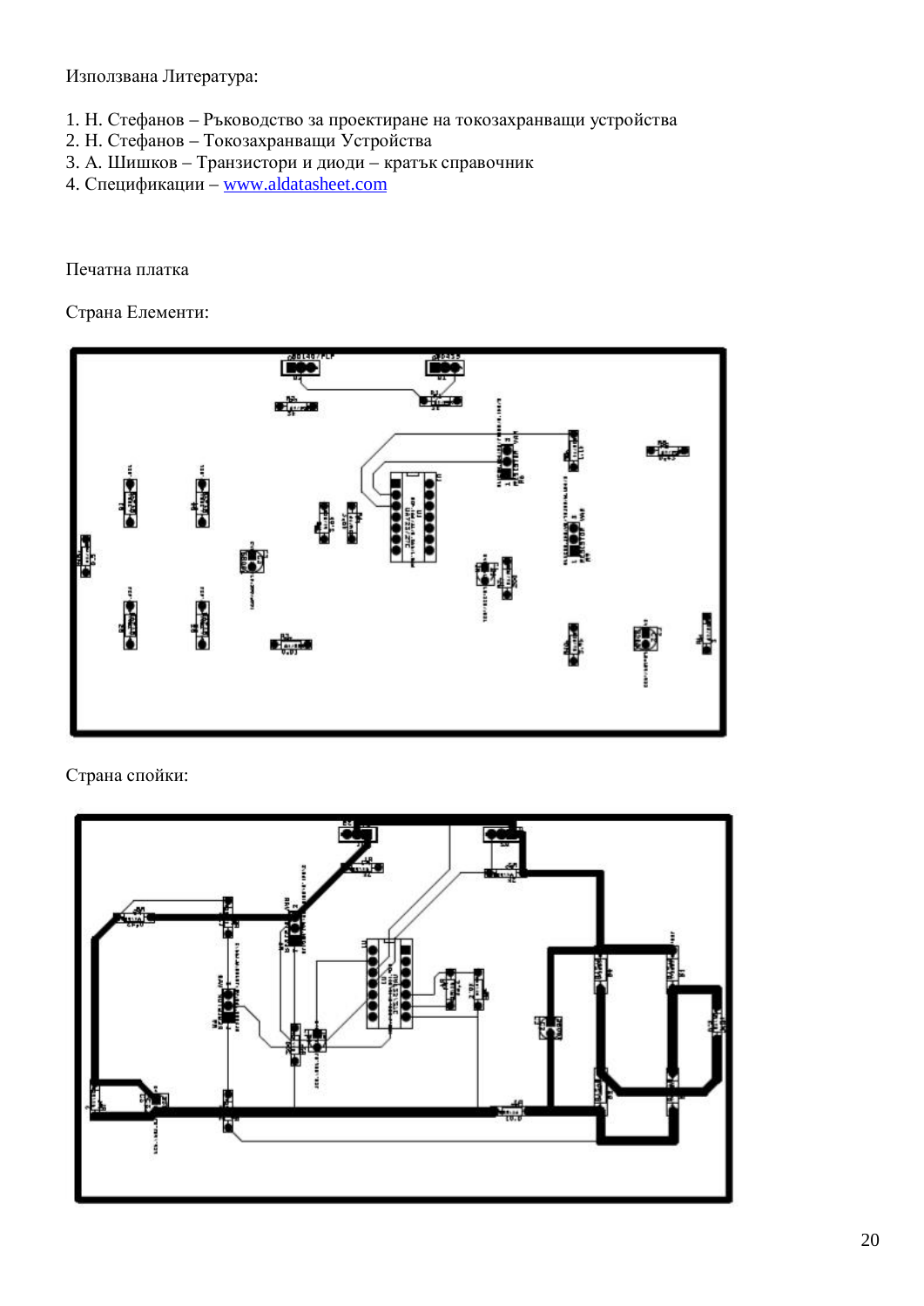Използвана Литература:

1. Н. Стефанов – Ръководство за проектиране на токозахранващи устройства
2. Н. Стефанов – Токозахранващи Устройства
3. А. Шишков – Транзистори и диоди – кратък справочник
4. Спецификации – www.aldatasheet.com

Печатна платка

Страна Елементи:

Страна спойки: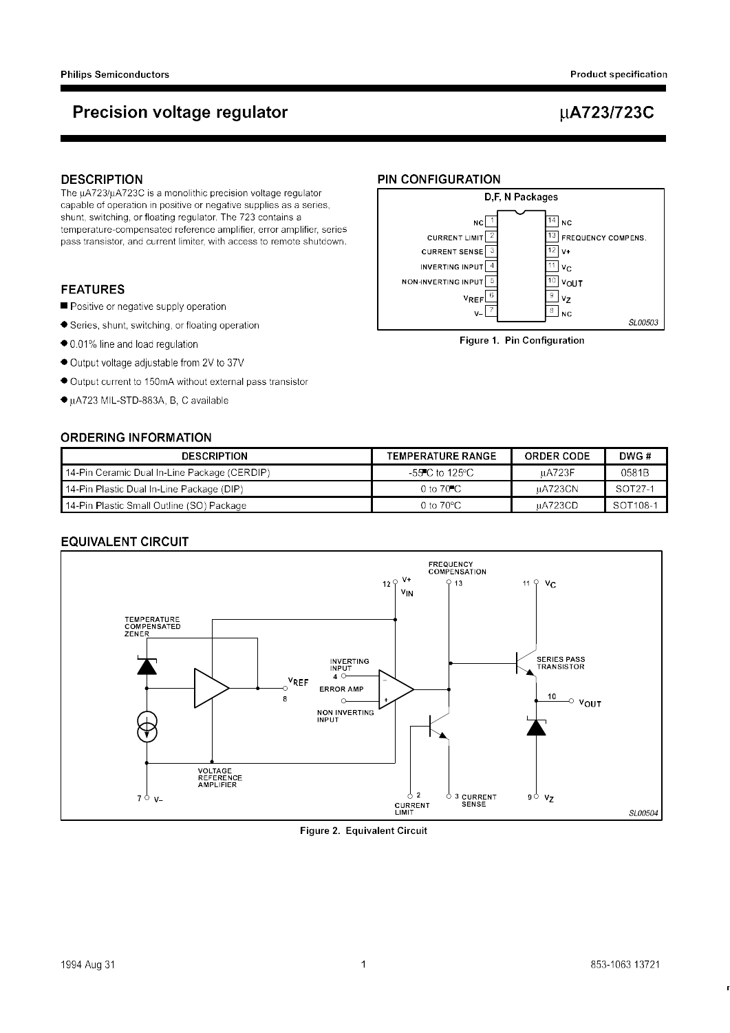# Precision voltage regulator

# μA723/723C

## DESCRIPTION

The μA723/μA723C is a monolithic precision voltage regulator capable of operation in positive or negative supplies as a series, shunt, switching, or floating regulator. The 723 contains a temperature-compensated reference amplifier, error amplifier, series pass transistor, and current limiter, with access to remote shutdown.

## FEATURES

- Positive or negative supply operation
- Series, shunt, switching, or floating operation
- 0.01% line and load regulation
- Output voltage adjustable from 2V to 37V
- Output current to 150mA without external pass transistor
- μA723 MIL-STD-883A, B, C available

## PIN CONFIGURATION

D,F, N Packages

| Pin | Function | Pin | Function |
|---|---|---|---|
| 1 | NC | 14 | NC |
| 2 | CURRENT LIMIT | 13 | FREQUENCY COMPENS. |
| 3 | CURRENT SENSE | 12 | V+ |
| 4 | INVERTING INPUT | 11 | $V_C$ |
| 5 | NON-INVERTING INPUT | 10 | $V_{OUT}$ |
| 6 | $V_{REF}$ | 9 | $V_Z$ |
| 7 | V– | 8 | NC |

SL00503

Figure 1. Pin Configuration

## ORDERING INFORMATION

| DESCRIPTION | TEMPERATURE RANGE | ORDER CODE | DWG # |
|---|---|---|---|
| 14-Pin Ceramic Dual In-Line Package (CERDIP) | -55°C to 125°C | μA723F | 0581B |
| 14-Pin Plastic Dual In-Line Package (DIP) | 0 to 70°C | μA723CN | SOT27-1 |
| 14-Pin Plastic Small Outline (SO) Package | 0 to 70°C | μA723CD | SOT108-1 |

## EQUIVALENT CIRCUIT

Figure 2. Equivalent Circuit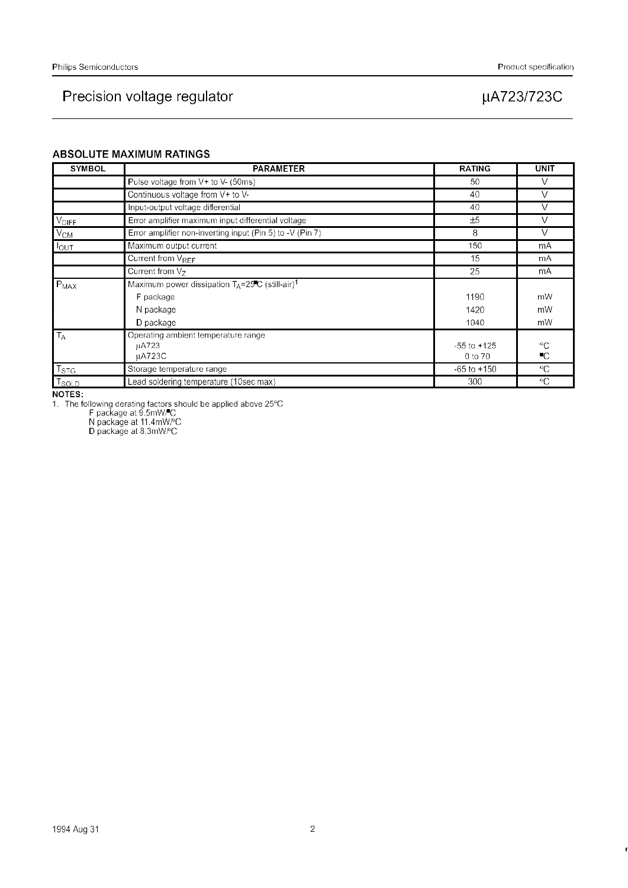## ABSOLUTE MAXIMUM RATINGS

| SYMBOL | PARAMETER | RATING | UNIT |
|---|---|---|---|
| | Pulse voltage from V+ to V- (50ms) | 50 | V |
| | Continuous voltage from V+ to V- | 40 | V |
| | Input-output voltage differential | 40 | V |
| $V_{DIFF}$ | Error amplifier maximum input differential voltage | ±5 | V |
| $V_{CM}$ | Error amplifier non-inverting input (Pin 5) to -V (Pin 7) | 8 | V |
| $I_{OUT}$ | Maximum output current | 150 | mA |
| | Current from $V_{REF}$ | 15 | mA |
| | Current from $V_Z$ | 25 | mA |
| $P_{MAX}$ | Maximum power dissipation $T_A$=25°C (still-air)[1] | | |
| | F package | 1190 | mW |
| | N package | 1420 | mW |
| | D package | 1040 | mW |
| $T_A$ | Operating ambient temperature range | | |
| | μA723 | -55 to +125 | °C |
| | μA723C | 0 to 70 | °C |
| $T_{STG}$ | Storage temperature range | -65 to +150 | °C |
| $T_{SOLD}$ | Lead soldering temperature (10sec max) | 300 | °C |

**NOTES:**

1. The following derating factors should be applied above 25°C
   F package at 9.5mW/°C
   N package at 11.4mW/°C
   D package at 8.3mW/°C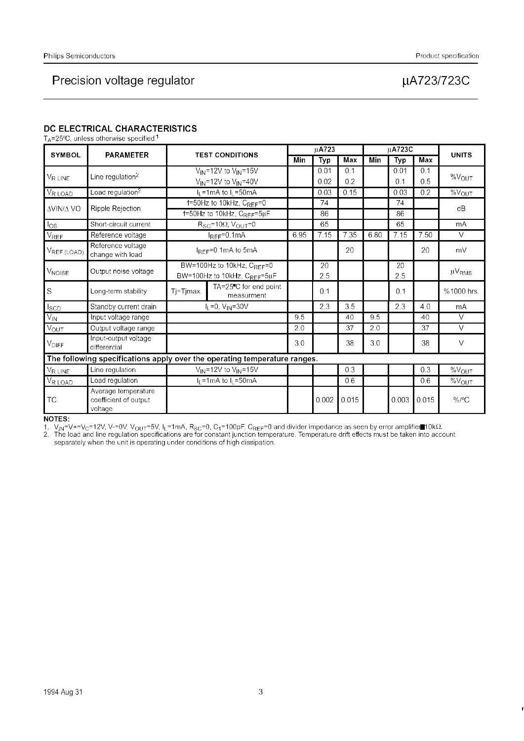## DC ELECTRICAL CHARACTERISTICS

$T_A$=25°C, unless otherwise specified.[1]

| SYMBOL | PARAMETER | TEST CONDITIONS | | µA723 | | | µA723C | | | UNITS |
|---|---|---|---|---|---|---|---|---|---|---|
| | | | | Min | Typ | Max | Min | Typ | Max | |
| $V_{R\ LINE}$ | Line regulation[2] | $V_{IN}$=12V to $V_{IN}$=15V | | | 0.01 | 0.1 | | 0.01 | 0.1 | %$V_{OUT}$ |
| | | $V_{IN}$=12V to $V_{IN}$=40V | | | 0.02 | 0.2 | | 0.1 | 0.5 | |
| $V_{R\ LOAD}$ | Load regulation[2] | $I_L$=1mA to $I_L$=50mA | | | 0.03 | 0.15 | | 0.03 | 0.2 | %$V_{OUT}$ |
| ΔVIN/Δ VO | Ripple Rejection | f=50Hz to 10kHz, $C_{REF}$=0 | | | 74 | | | 74 | | dB |
| | | f=50Hz to 10kHz, $C_{REF}$=5µF | | | 86 | | | 86 | | |
| $I_{OS}$ | Short-circuit current | $R_{SC}$=10Ω, $V_{OUT}$=0 | | | 65 | | | 65 | | mA |
| $V_{REF}$ | Reference voltage | $I_{REF}$=0.1mA | | 6.95 | 7.15 | 7.35 | 6.80 | 7.15 | 7.50 | V |
| $V_{REF\ (LOAD)}$ | Reference voltage change with load | $I_{REF}$=0.1mA to 5mA | | | | 20 | | | 20 | mV |
| $V_{NOISE}$ | Output noise voltage | BW=100Hz to 10kHz, $C_{REF}$=0 | | | 20 | | | 20 | | µ$V_{RMS}$ |
| | | BW=100Hz to 10kHz, $C_{REF}$=5µF | | | 2.5 | | | 2.5 | | |
| S | Long-term stability | Tj=Tjmax. | TA=25°C for end point measurment | | 0.1 | | | 0.1 | | %1000 hrs. |
| $I_{SCD}$ | Standby current drain | $I_L$=0, $V_{IN}$=30V | | | 2.3 | 3.5 | | 2.3 | 4.0 | mA |
| $V_{IN}$ | Input voltage range | | | 9.5 | | 40 | 9.5 | | 40 | V |
| $V_{OUT}$ | Output voltage range | | | 2.0 | | 37 | 2.0 | | 37 | V |
| $V_{DIFF}$ | Input-output voltage differential | | | 3.0 | | 38 | 3.0 | | 38 | V |
| **The following specifications apply over the operating temperature ranges.** | | | | | | | | | | |
| $V_{R\ LINE}$ | Line regulation | $V_{IN}$=12V to $V_{IN}$=15V | | | | 0.3 | | | 0.3 | %$V_{OUT}$ |
| $V_{R\ LOAD}$ | Load regulation | $I_L$=1mA to $I_L$=50mA | | | | 0.6 | | | 0.6 | %$V_{OUT}$ |
| TC | Average temperature coefficient of output voltage | | | | 0.002 | 0.015 | | 0.003 | 0.015 | %/°C |

**NOTES:**

1. $V_{IN}$=V+=$V_C$=12V, V-=0V, $V_{OUT}$=5V, $I_L$=1mA, $R_{SC}$=0, $C_1$=100pF, $C_{REF}$=0 and divider impedance as seen by error amplifier ≤10kΩ.
2. The load and line regulation specifications are for constant junction temperature. Temperature drift effects must be taken into account separately when the unit is operating under conditions of high dissipation.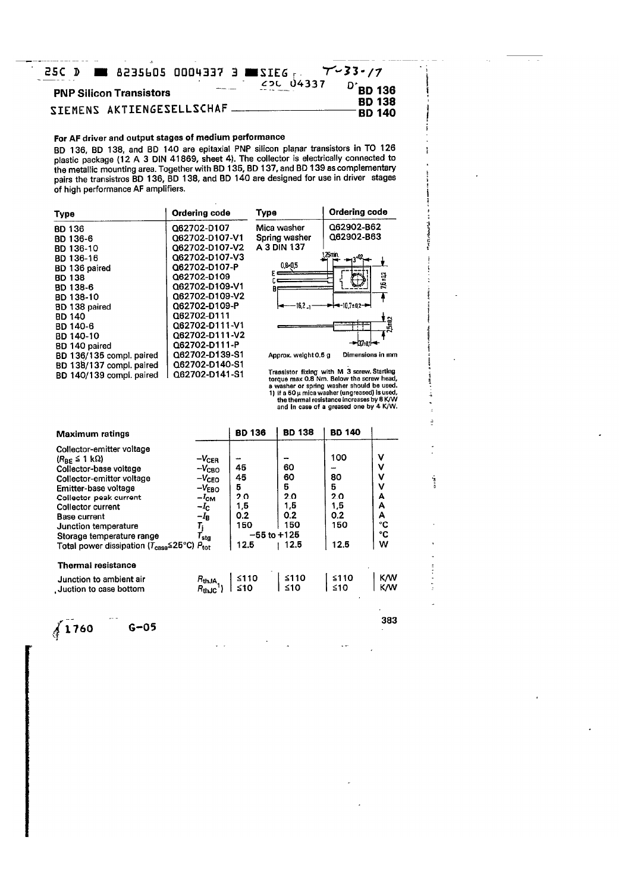25C D ■ 8235605 0004337 3 ■SIEG T-33-/17

**PNP Silicon Transistors** — **BD 136 / BD 138 / BD 140**

SIEMENS AKTIENGESELLSCHAF

## For AF driver and output stages of medium performance

BD 136, BD 138, and BD 140 are epitaxial PNP silicon planar transistors in TO 126 plastic package (12 A 3 DIN 41869, sheet 4). The collector is electrically connected to the metallic mounting area. Together with BD 135, BD 137, and BD 139 as complementary pairs the transistros BD 136, BD 138, and BD 140 are designed for use in driver stages of high performance AF amplifiers.

| Type | Ordering code |
|---|---|
| BD 136 | Q62702-D107 |
| BD 136-6 | Q62702-D107-V1 |
| BD 136-10 | Q62702-D107-V2 |
| BD 136-16 | Q62702-D107-V3 |
| BD 136 paired | Q62702-D107-P |
| BD 138 | Q62702-D109 |
| BD 138-6 | Q62702-D109-V1 |
| BD 138-10 | Q62702-D109-V2 |
| BD 138 paired | Q62702-D109-P |
| BD 140 | Q62702-D111 |
| BD 140-6 | Q62702-D111-V1 |
| BD 140-10 | Q62702-D111-V2 |
| BD 140 paired | Q62702-D111-P |
| BD 136/135 compl. paired | Q62702-D139-S1 |
| BD 138/137 compl. paired | Q62702-D140-S1 |
| BD 140/139 compl. paired | Q62702-D141-S1 |

| Type | Ordering code |
|---|---|
| Mica washer | Q62902-B62 |
| Spring washer | Q62902-B63 |
| A 3 DIN 137 | |

Approx. weight 0.5 g — Dimensions in mm

Transistor fixing with M 3 screw. Starting torque max 0.8 Nm. Below the screw head, a washer or spring washer should be used.
1) If a 50 µ mica washer (ungreased) is used, the thermal resistance increases by 8 K/W and in case of a greased one by 4 K/W.

| Maximum ratings | | BD 136 | BD 138 | BD 140 | |
|---|---|---|---|---|---|
| Collector-emitter voltage ($R_{BE} \leq 1$ kΩ) | $-V_{CER}$ | – | – | 100 | V |
| Collector-base voltage | $-V_{CBO}$ | 45 | 60 | – | V |
| Collector-emitter voltage | $-V_{CEO}$ | 45 | 60 | 80 | V |
| Emitter-base voltage | $-V_{EBO}$ | 5 | 5 | 5 | V |
| Collector peak current | $-I_{CM}$ | 2.0 | 2.0 | 2.0 | A |
| Collector current | $-I_C$ | 1,5 | 1,5 | 1,5 | A |
| Base current | $-I_B$ | 0.2 | 0.2 | 0.2 | A |
| Junction temperature | $T_j$ | 150 | 150 | 150 | °C |
| Storage temperature range | $T_{stg}$ | −55 to +125 | | | °C |
| Total power dissipation ($T_{case} \leq 25$°C) | $P_{tot}$ | 12.5 | 12.5 | 12.5 | W |

| Thermal resistance | | | | | |
|---|---|---|---|---|---|
| Junction to ambient air | $R_{thJA}$ | ≤110 | ≤110 | ≤110 | K/W |
| Juction to case bottom | $R_{thJC}$[1] | ≤10 | ≤10 | ≤10 | K/W |

1760 G-05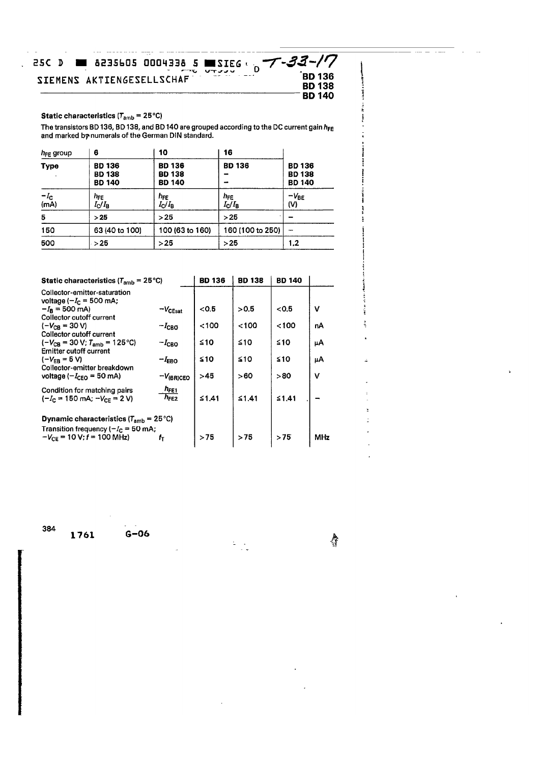25C D ■ 8235605 0004338 5 ■SIEG T-33-17

SIEMENS AKTIENGESELLSCHAF

**BD 136**
**BD 138**
**BD 140**

**Static characteristics** ($T_{amb}$ = 25°C)

The transistors BD 136, BD 138, and BD 140 are grouped according to the DC current gain $h_{FE}$ and marked by numerals of the German DIN standard.

| $h_{FE}$ group | 6 | 10 | 16 | |
|---|---|---|---|---|
| **Type** | **BD 136** **BD 138** **BD 140** | **BD 136** **BD 138** **BD 140** | **BD 136** – – | **BD 136** **BD 138** **BD 140** |
| $-I_C$ (mA) | $h_{FE}$ $I_C/I_B$ | $h_{FE}$ $I_C/I_B$ | $h_{FE}$ $I_C/I_B$ | $-V_{BE}$ (V) |
| 5 | >25 | >25 | >25 | – |
| 150 | 63 (40 to 100) | 100 (63 to 160) | 160 (100 to 250) | – |
| 500 | >25 | >25 | >25 | 1.2 |

| **Static characteristics** ($T_{amb}$ = 25°C) | | **BD 136** | **BD 138** | **BD 140** | |
|---|---|---|---|---|---|
| Collector-emitter-saturation voltage ($-I_C$ = 500 mA; $-I_B$ = 500 mA) | $-V_{CEsat}$ | <0.5 | >0.5 | <0.5 | V |
| Collector cutoff current ($-V_{CB}$ = 30 V) | $-I_{CBO}$ | <100 | <100 | <100 | nA |
| Collector cutoff current ($-V_{CB}$ = 30 V; $T_{amb}$ = 125°C) | $-I_{CBO}$ | ≤10 | ≤10 | ≤10 | µA |
| Emitter cutoff current ($-V_{EB}$ = 5 V) | $-I_{EBO}$ | ≤10 | ≤10 | ≤10 | µA |
| Collector-emitter breakdown voltage ($-I_{CEO}$ = 50 mA) | $-V_{(BR)CEO}$ | >45 | >60 | >80 | V |
| Condition for matching pairs ($-I_C$ = 150 mA; $-V_{CE}$ = 2 V) | $\frac{h_{FE1}}{h_{FE2}}$ | ≤1.41 | ≤1.41 | ≤1.41 | – |
| **Dynamic characteristics** ($T_{amb}$ = 25°C) | | | | | |
| Transition frequency ($-I_C$ = 50 mA; $-V_{CE}$ = 10 V; $f$ = 100 MHz) | $f_T$ | >75 | >75 | >75 | MHz |

1761 G-06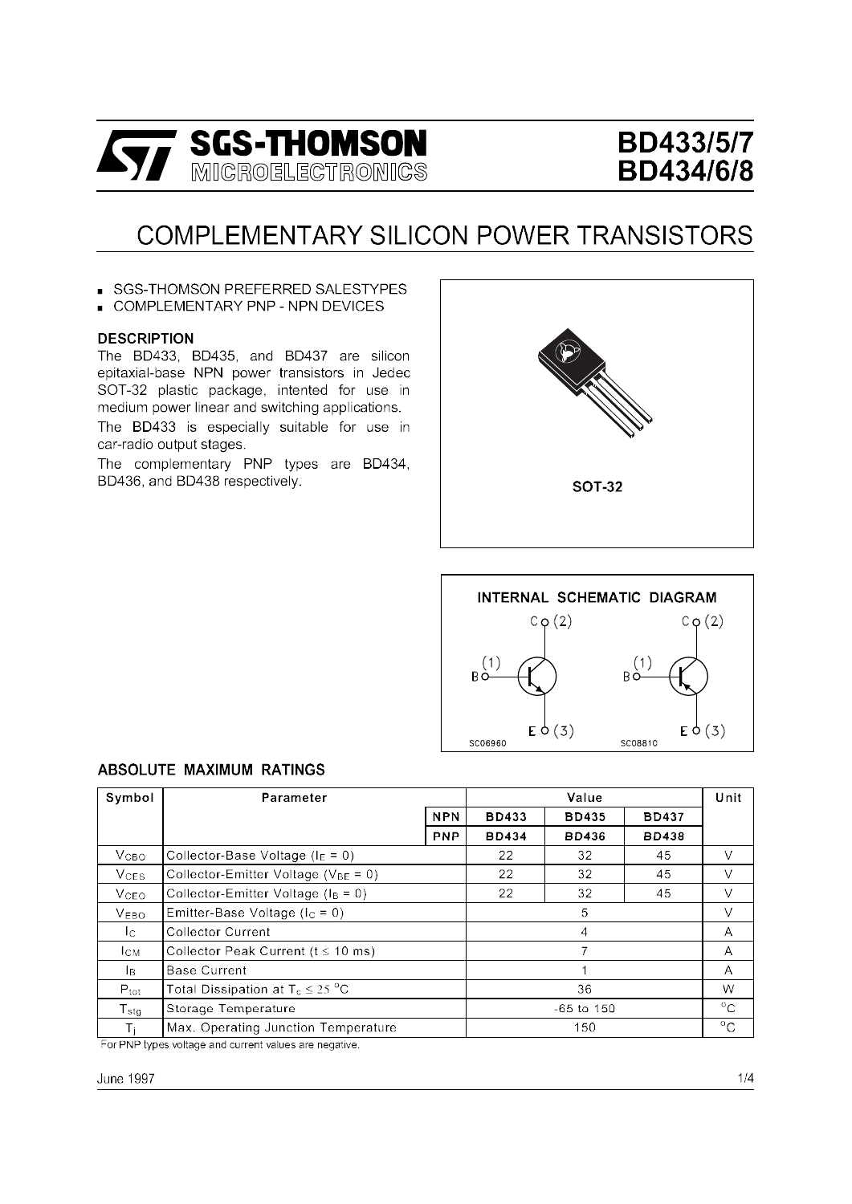# BD433/5/7
# BD434/6/8

## COMPLEMENTARY SILICON POWER TRANSISTORS

- SGS-THOMSON PREFERRED SALESTYPES
- COMPLEMENTARY PNP - NPN DEVICES

### DESCRIPTION

The BD433, BD435, and BD437 are silicon epitaxial-base NPN power transistors in Jedec SOT-32 plastic package, intented for use in medium power linear and switching applications.

The BD433 is especially suitable for use in car-radio output stages.

The complementary PNP types are BD434, BD436, and BD438 respectively.

SOT-32

INTERNAL SCHEMATIC DIAGRAM

### ABSOLUTE MAXIMUM RATINGS

| Symbol | Parameter | | Value | | | Unit |
|---|---|---|---|---|---|---|
| | | NPN | BD433 | BD435 | BD437 | |
| | | PNP | BD434 | BD436 | BD438 | |
| $V_{CBO}$ | Collector-Base Voltage ($I_E = 0$) | | 22 | 32 | 45 | V |
| $V_{CES}$ | Collector-Emitter Voltage ($V_{BE} = 0$) | | 22 | 32 | 45 | V |
| $V_{CEO}$ | Collector-Emitter Voltage ($I_B = 0$) | | 22 | 32 | 45 | V |
| $V_{EBO}$ | Emitter-Base Voltage ($I_C = 0$) | | 5 | | | V |
| $I_C$ | Collector Current | | 4 | | | A |
| $I_{CM}$ | Collector Peak Current ($t \leq 10$ ms) | | 7 | | | A |
| $I_B$ | Base Current | | 1 | | | A |
| $P_{tot}$ | Total Dissipation at $T_c \leq 25$ °C | | 36 | | | W |
| $T_{stg}$ | Storage Temperature | | -65 to 150 | | | °C |
| $T_j$ | Max. Operating Junction Temperature | | 150 | | | °C |

For PNP types voltage and current values are negative.

June 1997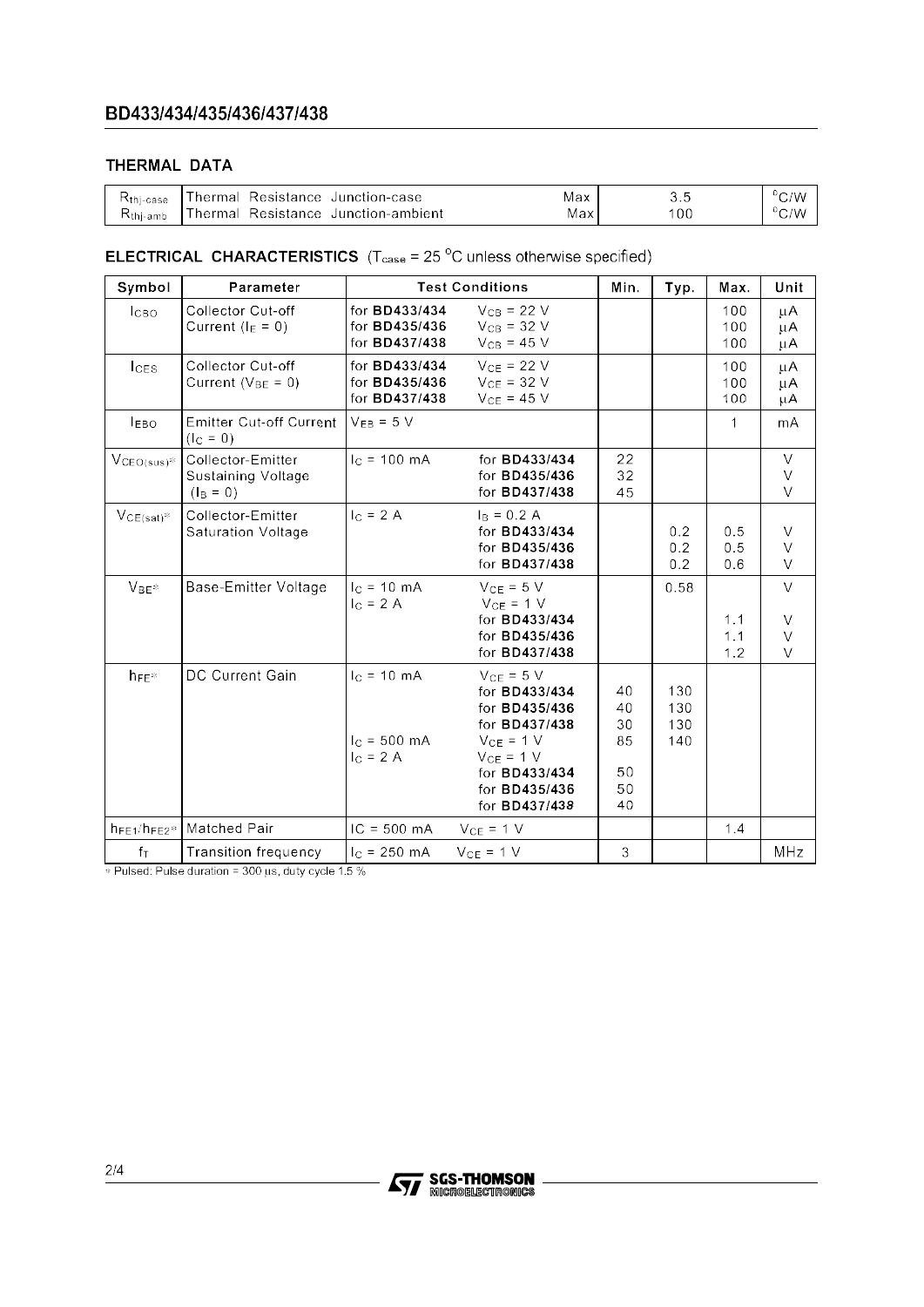## THERMAL DATA

| | | | | |
|---|---|---|---|---|
| $R_{thj-case}$ | Thermal Resistance Junction-case | Max | 3.5 | °C/W |
| $R_{thj-amb}$ | Thermal Resistance Junction-ambient | Max | 100 | °C/W |

## ELECTRICAL CHARACTERISTICS ($T_{case}$ = 25 °C unless otherwise specified)

| Symbol | Parameter | Test Conditions | Min. | Typ. | Max. | Unit |
|---|---|---|---|---|---|---|
| $I_{CBO}$ | Collector Cut-off Current ($I_E$ = 0) | for **BD433/434** $V_{CB}$ = 22 V<br>for **BD435/436** $V_{CB}$ = 32 V<br>for **BD437/438** $V_{CB}$ = 45 V | | | 100<br>100<br>100 | μA<br>μA<br>μA |
| $I_{CES}$ | Collector Cut-off Current ($V_{BE}$ = 0) | for **BD433/434** $V_{CE}$ = 22 V<br>for **BD435/436** $V_{CE}$ = 32 V<br>for **BD437/438** $V_{CE}$ = 45 V | | | 100<br>100<br>100 | μA<br>μA<br>μA |
| $I_{EBO}$ | Emitter Cut-off Current ($I_C$ = 0) | $V_{EB}$ = 5 V | | | 1 | mA |
| $V_{CEO(sus)}$* | Collector-Emitter Sustaining Voltage ($I_B$ = 0) | $I_C$ = 100 mA for **BD433/434**<br>for **BD435/436**<br>for **BD437/438** | 22<br>32<br>45 | | | V<br>V<br>V |
| $V_{CE(sat)}$* | Collector-Emitter Saturation Voltage | $I_C$ = 2 A $I_B$ = 0.2 A<br>for **BD433/434**<br>for **BD435/436**<br>for **BD437/438** | | 0.2<br>0.2<br>0.2 | 0.5<br>0.5<br>0.6 | V<br>V<br>V |
| $V_{BE}$* | Base-Emitter Voltage | $I_C$ = 10 mA $V_{CE}$ = 5 V<br>$I_C$ = 2 A $V_{CE}$ = 1 V<br>for **BD433/434**<br>for **BD435/436**<br>for **BD437/438** | | 0.58 | <br><br>1.1<br>1.1<br>1.2 | V<br><br>V<br>V<br>V |
| $h_{FE}$* | DC Current Gain | $I_C$ = 10 mA $V_{CE}$ = 5 V<br>for **BD433/434**<br>for **BD435/436**<br>for **BD437/438**<br>$I_C$ = 500 mA $V_{CE}$ = 1 V<br>$I_C$ = 2 A $V_{CE}$ = 1 V<br>for **BD433/434**<br>for **BD435/436**<br>for **BD437/438** | <br>40<br>40<br>30<br>85<br><br>50<br>50<br>40 | <br>130<br>130<br>130<br>140 | | |
| $h_{FE1}/h_{FE2}$* | Matched Pair | IC = 500 mA $V_{CE}$ = 1 V | | | 1.4 | |
| $f_T$ | Transition frequency | $I_C$ = 250 mA $V_{CE}$ = 1 V | 3 | | | MHz |

\* Pulsed: Pulse duration = 300 μs, duty cycle 1.5 %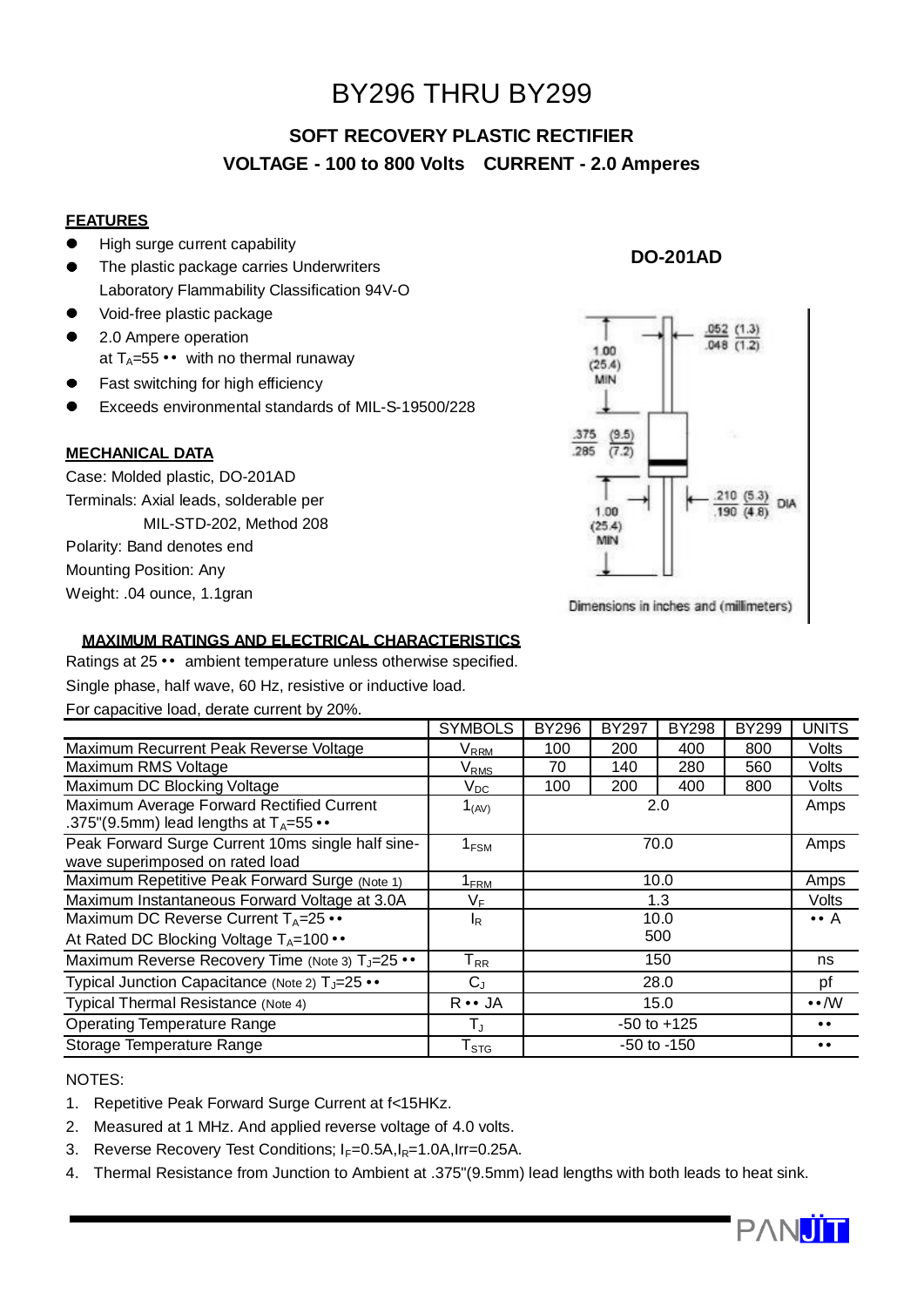# BY296 THRU BY299

**SOFT RECOVERY PLASTIC RECTIFIER**

**VOLTAGE - 100 to 800 Volts CURRENT - 2.0 Amperes**

## FEATURES

- High surge current capability
- The plastic package carries Underwriters Laboratory Flammability Classification 94V-O
- Void-free plastic package
- 2.0 Ampere operation at $T_A$=55 •• with no thermal runaway
- Fast switching for high efficiency
- Exceeds environmental standards of MIL-S-19500/228

**DO-201AD**

1.00 (25.4) MIN

.052 (1.3)
.048 (1.2)

.375 (9.5)
.285 (7.2)

1.00 (25.4) MIN

.210 (5.3)
.190 (4.8) DIA

Dimensions in inches and (millimeters)

## MECHANICAL DATA

Case: Molded plastic, DO-201AD

Terminals: Axial leads, solderable per MIL-STD-202, Method 208

Polarity: Band denotes end

Mounting Position: Any

Weight: .04 ounce, 1.1gran

## MAXIMUM RATINGS AND ELECTRICAL CHARACTERISTICS

Ratings at 25 •• ambient temperature unless otherwise specified.

Single phase, half wave, 60 Hz, resistive or inductive load.

For capacitive load, derate current by 20%.

| | SYMBOLS | BY296 | BY297 | BY298 | BY299 | UNITS |
|---|---|---|---|---|---|---|
| Maximum Recurrent Peak Reverse Voltage | $V_{RRM}$ | 100 | 200 | 400 | 800 | Volts |
| Maximum RMS Voltage | $V_{RMS}$ | 70 | 140 | 280 | 560 | Volts |
| Maximum DC Blocking Voltage | $V_{DC}$ | 100 | 200 | 400 | 800 | Volts |
| Maximum Average Forward Rectified Current .375"(9.5mm) lead lengths at $T_A$=55 •• | $1_{(AV)}$ | 2.0 | | | | Amps |
| Peak Forward Surge Current 10ms single half sine-wave superimposed on rated load | $1_{FSM}$ | 70.0 | | | | Amps |
| Maximum Repetitive Peak Forward Surge (Note 1) | $1_{FRM}$ | 10.0 | | | | Amps |
| Maximum Instantaneous Forward Voltage at 3.0A | $V_F$ | 1.3 | | | | Volts |
| Maximum DC Reverse Current $T_A$=25 •• At Rated DC Blocking Voltage $T_A$=100 •• | $I_R$ | 10.0 500 | | | | •• A |
| Maximum Reverse Recovery Time (Note 3) $T_J$=25 •• | $T_{RR}$ | 150 | | | | ns |
| Typical Junction Capacitance (Note 2) $T_J$=25 •• | $C_J$ | 28.0 | | | | pf |
| Typical Thermal Resistance (Note 4) | R •• JA | 15.0 | | | | ••/W |
| Operating Temperature Range | $T_J$ | -50 to +125 | | | | •• |
| Storage Temperature Range | $T_{STG}$ | -50 to -150 | | | | •• |

NOTES:

1. Repetitive Peak Forward Surge Current at f<15HKz.
2. Measured at 1 MHz. And applied reverse voltage of 4.0 volts.
3. Reverse Recovery Test Conditions; $I_F$=0.5A,$I_R$=1.0A,Irr=0.25A.
4. Thermal Resistance from Junction to Ambient at .375"(9.5mm) lead lengths with both leads to heat sink.

PANJIT